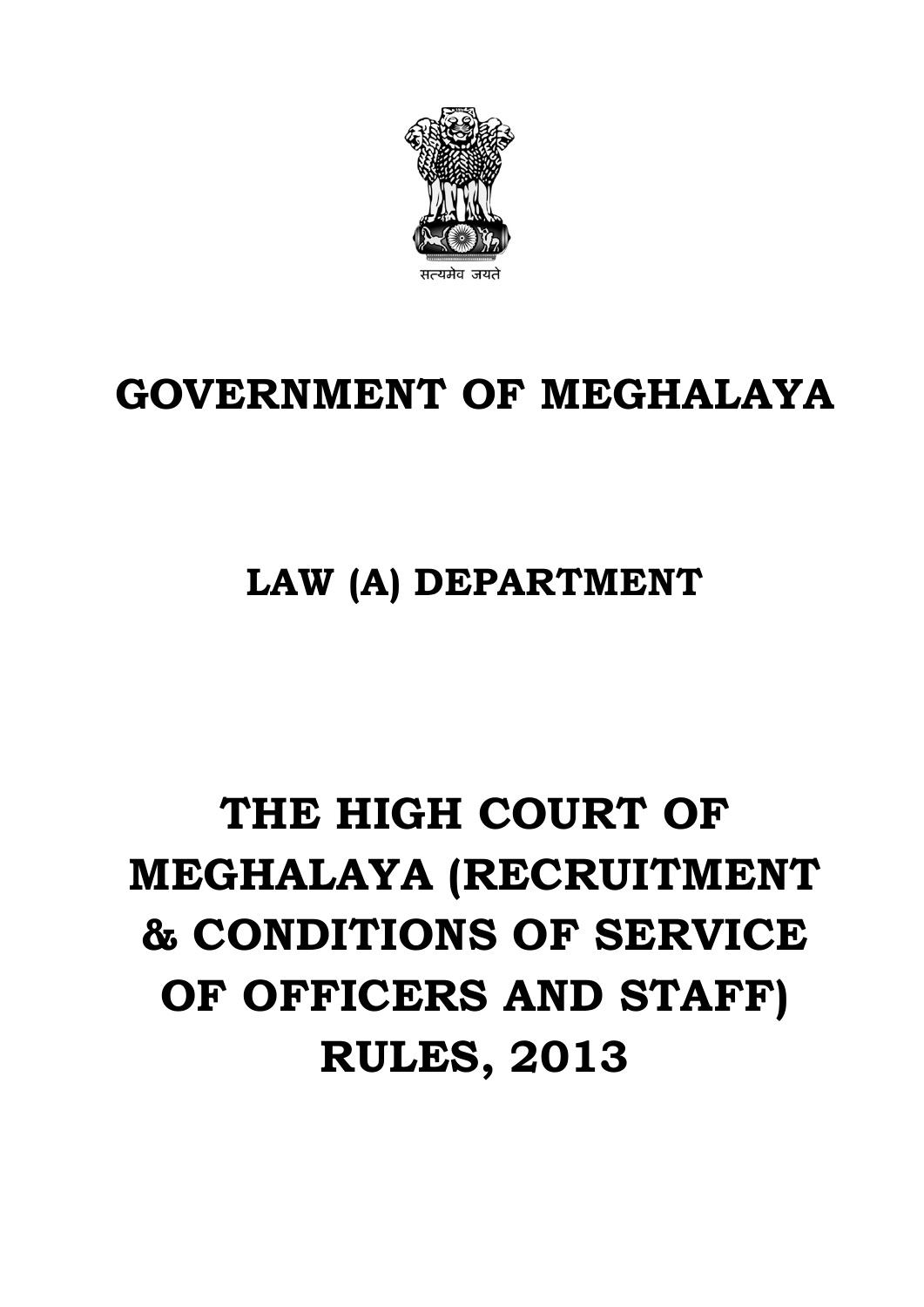सत्यमेव जयते

# GOVERNMENT OF MEGHALAYA

## LAW (A) DEPARTMENT

# THE HIGH COURT OF MEGHALAYA (RECRUITMENT & CONDITIONS OF SERVICE OF OFFICERS AND STAFF) RULES, 2013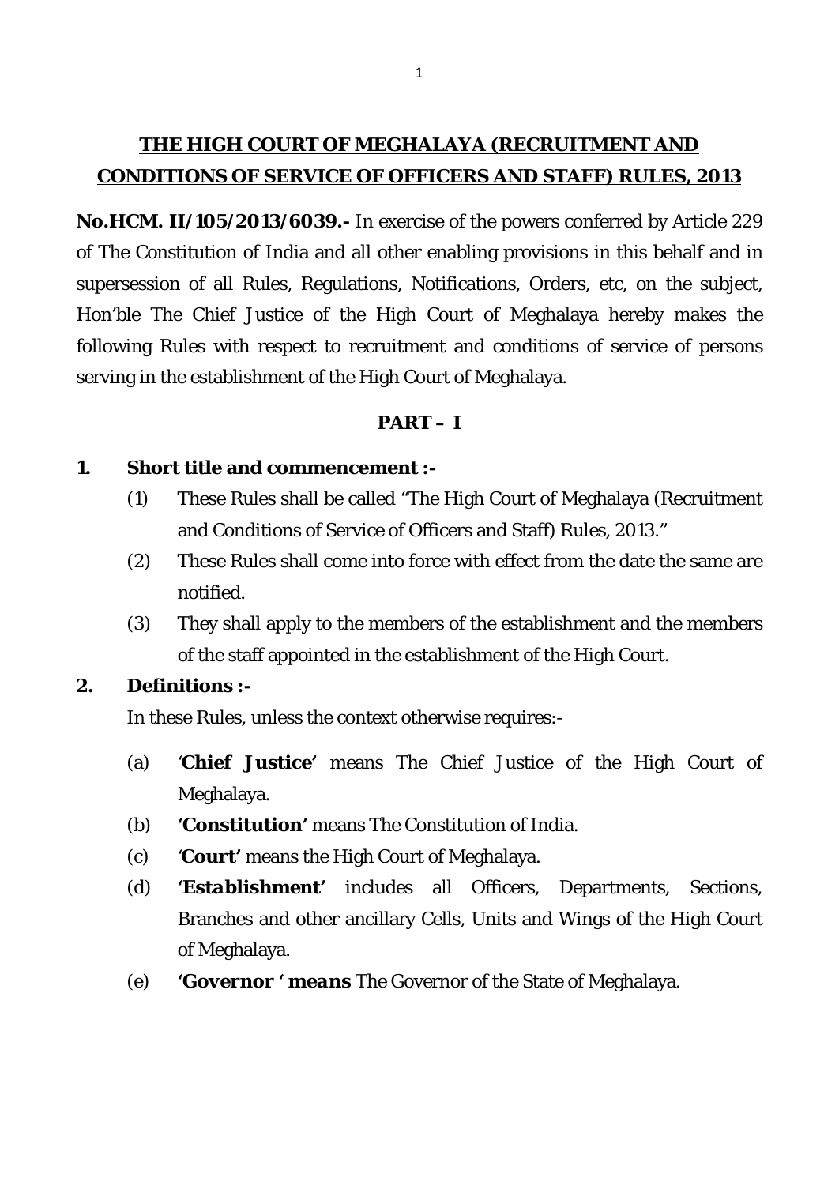# THE HIGH COURT OF MEGHALAYA (RECRUITMENT AND CONDITIONS OF SERVICE OF OFFICERS AND STAFF) RULES, 2013

**No.HCM. II/105/2013/6039.-** In exercise of the powers conferred by Article 229 of The Constitution of India and all other enabling provisions in this behalf and in supersession of all Rules, Regulations, Notifications, Orders, etc, on the subject, Hon'ble The Chief Justice of the High Court of Meghalaya hereby makes the following Rules with respect to recruitment and conditions of service of persons serving in the establishment of the High Court of Meghalaya.

## PART – I

**1. Short title and commencement :-**

(1) These Rules shall be called "The High Court of Meghalaya (Recruitment and Conditions of Service of Officers and Staff) Rules, 2013."

(2) These Rules shall come into force with effect from the date the same are notified.

(3) They shall apply to the members of the establishment and the members of the staff appointed in the establishment of the High Court.

**2. Definitions :-**

In these Rules, unless the context otherwise requires:-

(a) '**Chief Justice'** means The Chief Justice of the High Court of Meghalaya.

(b) **'Constitution'** means The Constitution of India.

(c) '**Court'** means the High Court of Meghalaya.

(d) **'Establishment'** includes all Officers, Departments, Sections, Branches and other ancillary Cells, Units and Wings of the High Court of Meghalaya.

(e) ***'Governor ' means*** The Governor of the State of Meghalaya.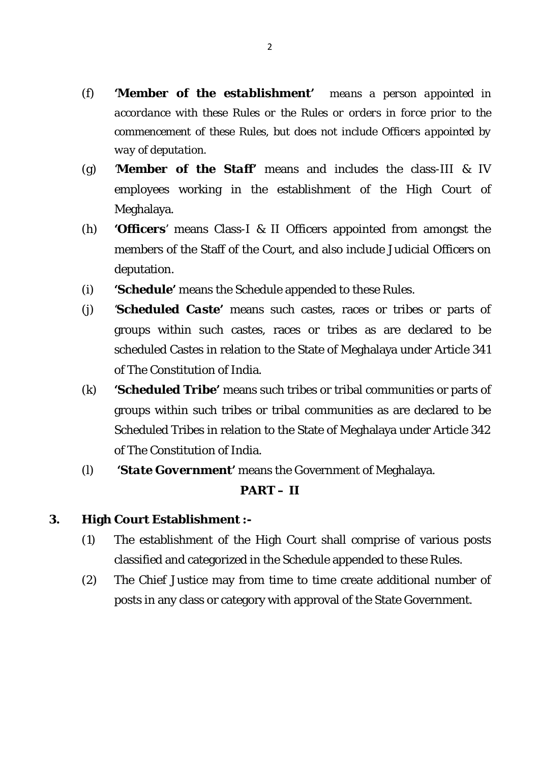(f) ***'Member of the establishment'*** *means a person appointed in accordance with these Rules or the Rules or orders in force prior to the commencement of these Rules, but does not include Officers appointed by way of deputation.*

(g) '**Member of the Staff'** means and includes the class-III & IV employees working in the establishment of the High Court of Meghalaya.

(h) **'Officers**' means Class-I & II Officers appointed from amongst the members of the Staff of the Court, and also include Judicial Officers on deputation.

(i) **'Schedule'** means the Schedule appended to these Rules.

(j) '**Scheduled Caste'** means such castes, races or tribes or parts of groups within such castes, races or tribes as are declared to be scheduled Castes in relation to the State of Meghalaya under Article 341 of The Constitution of India.

(k) **'Scheduled Tribe'** means such tribes or tribal communities or parts of groups within such tribes or tribal communities as are declared to be Scheduled Tribes in relation to the State of Meghalaya under Article 342 of The Constitution of India.

(l) ***'State Government'*** means the Government of Meghalaya.

## PART – II

**3. High Court Establishment :-**

(1) The establishment of the High Court shall comprise of various posts classified and categorized in the Schedule appended to these Rules.

(2) The Chief Justice may from time to time create additional number of posts in any class or category with approval of the State Government.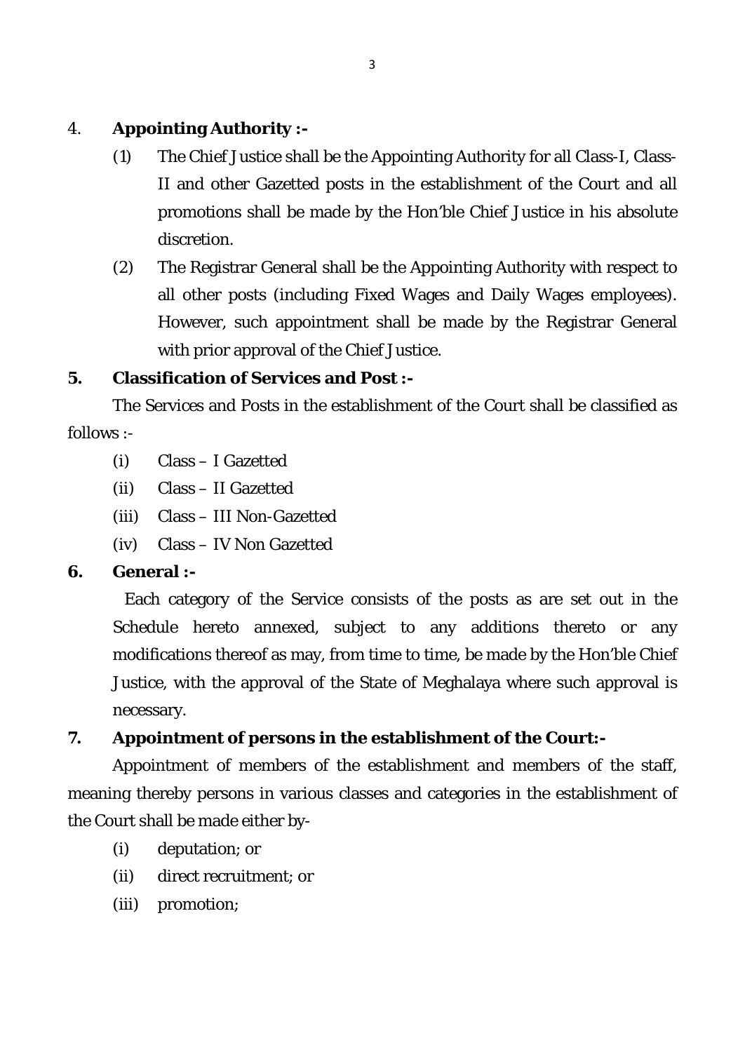4. **Appointing Authority :-**

(1) The Chief Justice shall be the Appointing Authority for all Class-I, Class-II and other Gazetted posts in the establishment of the Court and all promotions shall be made by the Hon'ble Chief Justice in his absolute discretion.

(2) The Registrar General shall be the Appointing Authority with respect to all other posts (including Fixed Wages and Daily Wages employees). However, such appointment shall be made by the Registrar General with prior approval of the Chief Justice.

**5. Classification of Services and Post :-**

The Services and Posts in the establishment of the Court shall be classified as follows :-

(i) Class – I Gazetted

(ii) Class – II Gazetted

(iii) Class – III Non-Gazetted

(iv) Class – IV Non Gazetted

**6. General :-**

Each category of the Service consists of the posts as are set out in the Schedule hereto annexed, subject to any additions thereto or any modifications thereof as may, from time to time, be made by the Hon'ble Chief Justice, with the approval of the State of Meghalaya where such approval is necessary.

**7. Appointment of persons in the establishment of the Court:-**

Appointment of members of the establishment and members of the staff, meaning thereby persons in various classes and categories in the establishment of the Court shall be made either by-

(i) deputation; or

(ii) direct recruitment; or

(iii) promotion;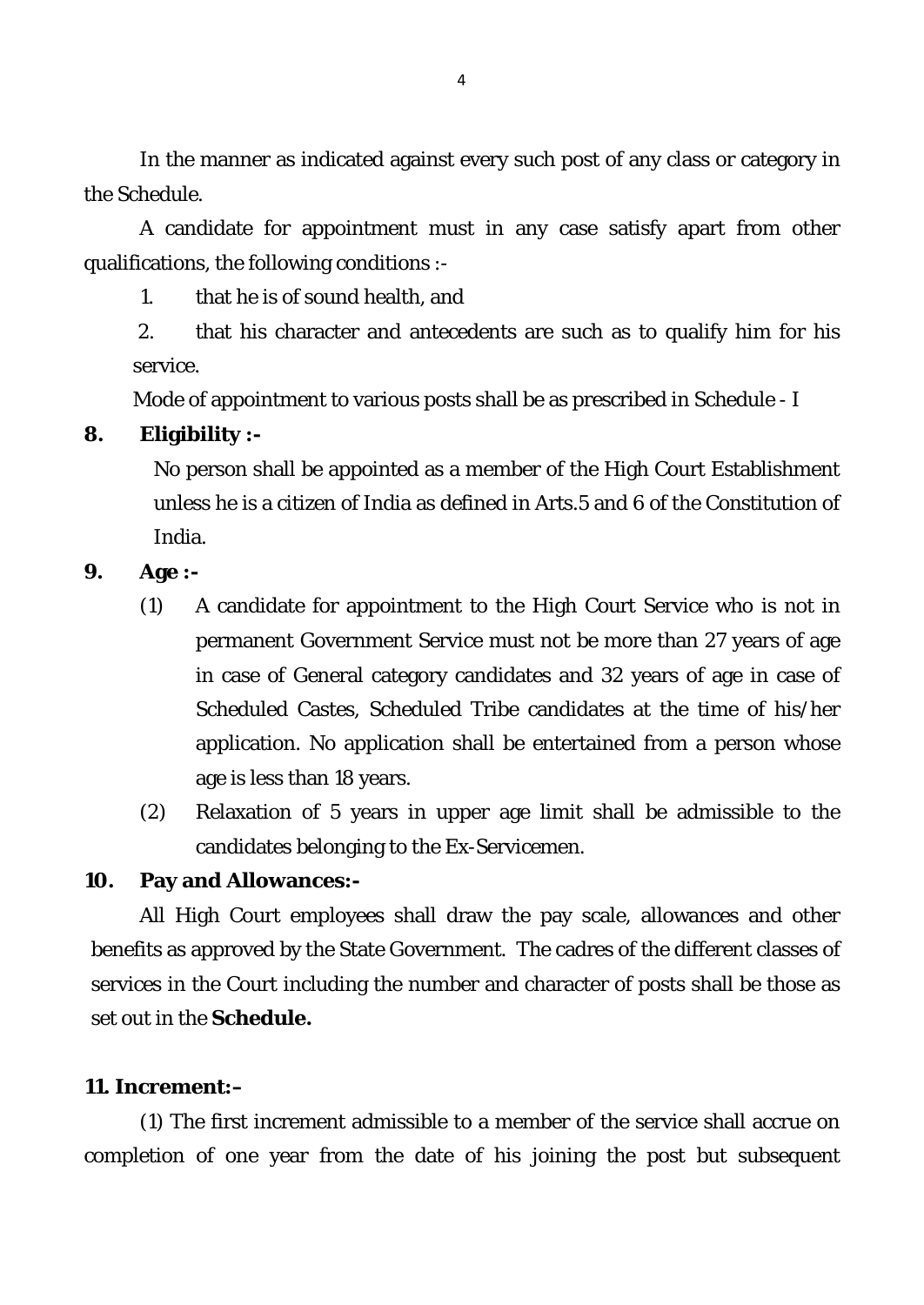In the manner as indicated against every such post of any class or category in the Schedule.

A candidate for appointment must in any case satisfy apart from other qualifications, the following conditions :-

1. that he is of sound health, and
2. that his character and antecedents are such as to qualify him for his service.

Mode of appointment to various posts shall be as prescribed in Schedule - I

**8. Eligibility :-**

No person shall be appointed as a member of the High Court Establishment unless he is a citizen of India as defined in Arts.5 and 6 of the Constitution of India.

**9. Age :-**

(1) A candidate for appointment to the High Court Service who is not in permanent Government Service must not be more than 27 years of age in case of General category candidates and 32 years of age in case of Scheduled Castes, Scheduled Tribe candidates at the time of his/her application. No application shall be entertained from a person whose age is less than 18 years.

(2) Relaxation of 5 years in upper age limit shall be admissible to the candidates belonging to the Ex-Servicemen.

**10. Pay and Allowances:-**

All High Court employees shall draw the pay scale, allowances and other benefits as approved by the State Government. The cadres of the different classes of services in the Court including the number and character of posts shall be those as set out in the **Schedule.**

**11. Increment:–**

(1) The first increment admissible to a member of the service shall accrue on completion of one year from the date of his joining the post but subsequent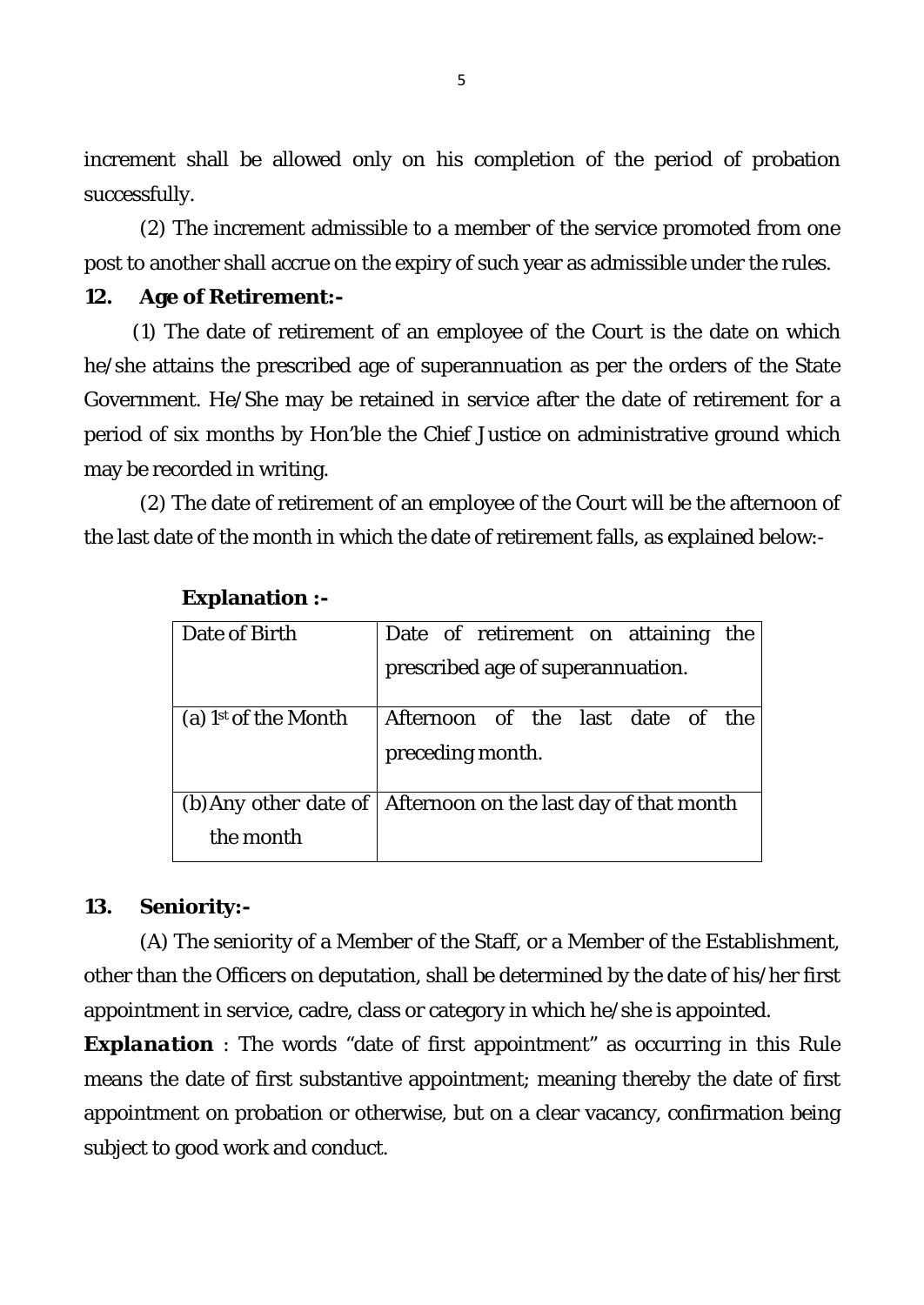increment shall be allowed only on his completion of the period of probation successfully.

(2) The increment admissible to a member of the service promoted from one post to another shall accrue on the expiry of such year as admissible under the rules.

**12. Age of Retirement:-**

(1) The date of retirement of an employee of the Court is the date on which he/she attains the prescribed age of superannuation as per the orders of the State Government. He/She may be retained in service after the date of retirement for a period of six months by Hon'ble the Chief Justice on administrative ground which may be recorded in writing.

(2) The date of retirement of an employee of the Court will be the afternoon of the last date of the month in which the date of retirement falls, as explained below:-

**Explanation :-**

| Date of Birth | Date of retirement on attaining the prescribed age of superannuation. |
|---|---|
| (a) 1st of the Month | Afternoon of the last date of the preceding month. |
| (b) Any other date of the month | Afternoon on the last day of that month |

**13. Seniority:-**

(A) The seniority of a Member of the Staff, or a Member of the Establishment, other than the Officers on deputation, shall be determined by the date of his/her first appointment in service, cadre, class or category in which he/she is appointed.

***Explanation*** : The words "date of first appointment" as occurring in this Rule means the date of first substantive appointment; meaning thereby the date of first appointment on probation or otherwise, but on a clear vacancy, confirmation being subject to good work and conduct.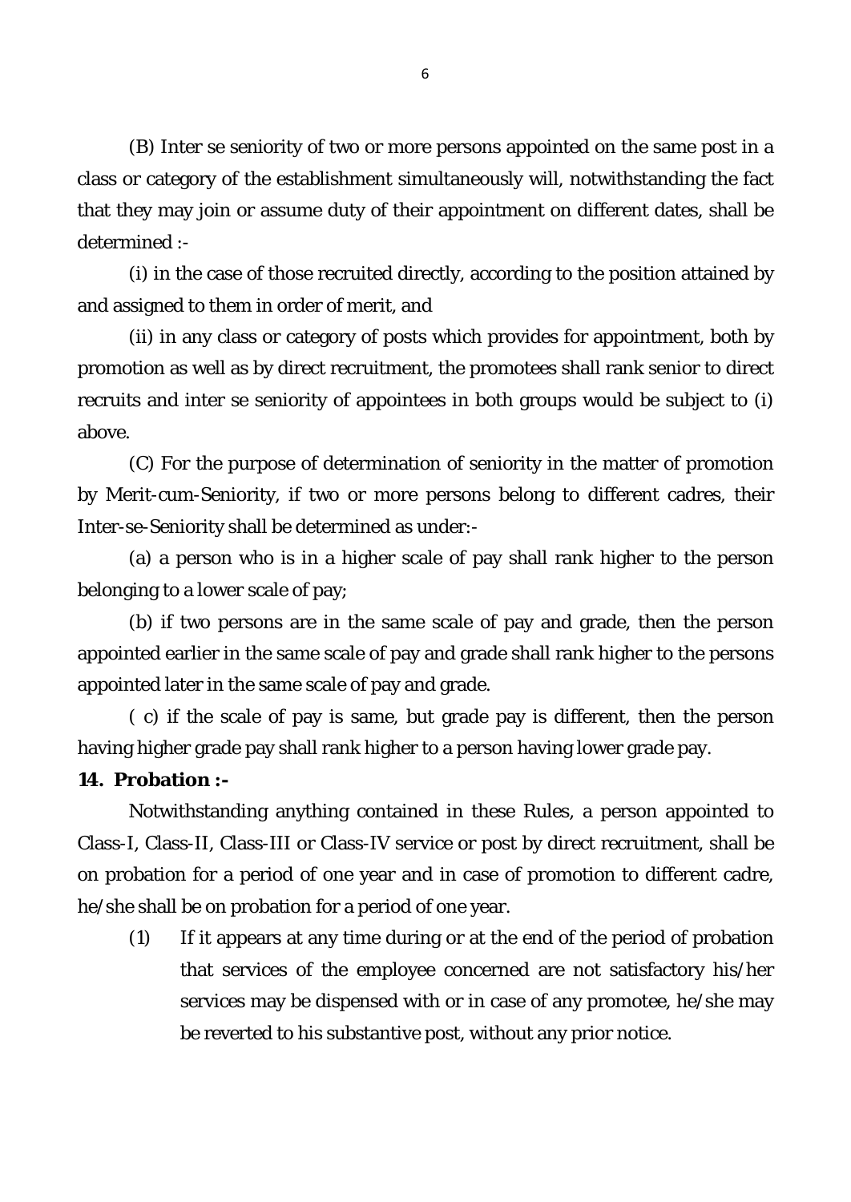(B) Inter se seniority of two or more persons appointed on the same post in a class or category of the establishment simultaneously will, notwithstanding the fact that they may join or assume duty of their appointment on different dates, shall be determined :-

(i) in the case of those recruited directly, according to the position attained by and assigned to them in order of merit, and

(ii) in any class or category of posts which provides for appointment, both by promotion as well as by direct recruitment, the promotees shall rank senior to direct recruits and inter se seniority of appointees in both groups would be subject to (i) above.

(C) For the purpose of determination of seniority in the matter of promotion by Merit-cum-Seniority, if two or more persons belong to different cadres, their Inter-se-Seniority shall be determined as under:-

(a) a person who is in a higher scale of pay shall rank higher to the person belonging to a lower scale of pay;

(b) if two persons are in the same scale of pay and grade, then the person appointed earlier in the same scale of pay and grade shall rank higher to the persons appointed later in the same scale of pay and grade.

( c) if the scale of pay is same, but grade pay is different, then the person having higher grade pay shall rank higher to a person having lower grade pay.

**14. Probation :-**

Notwithstanding anything contained in these Rules, a person appointed to Class-I, Class-II, Class-III or Class-IV service or post by direct recruitment, shall be on probation for a period of one year and in case of promotion to different cadre, he/she shall be on probation for a period of one year.

(1) If it appears at any time during or at the end of the period of probation that services of the employee concerned are not satisfactory his/her services may be dispensed with or in case of any promotee, he/she may be reverted to his substantive post, without any prior notice.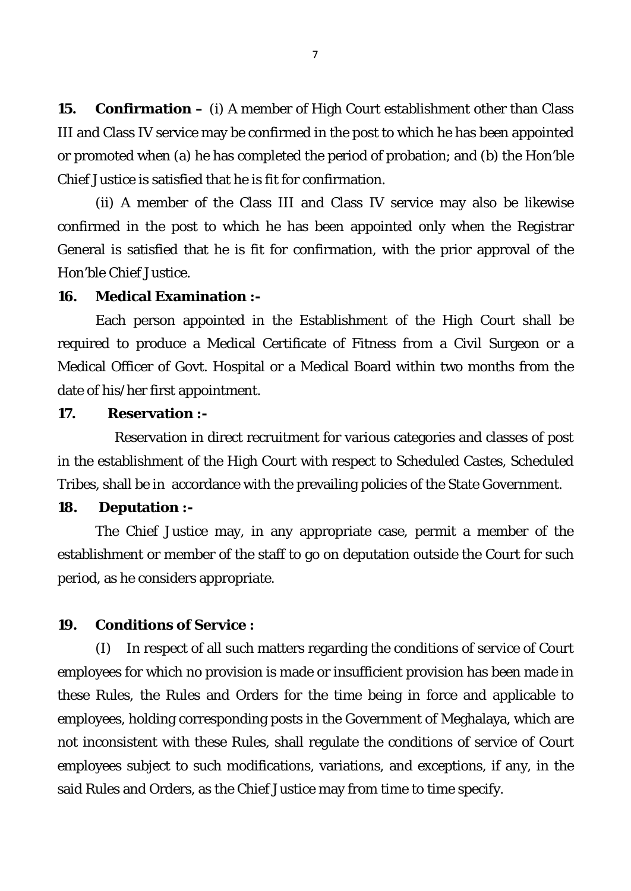**15. Confirmation –** (i) A member of High Court establishment other than Class III and Class IV service may be confirmed in the post to which he has been appointed or promoted when (a) he has completed the period of probation; and (b) the Hon'ble Chief Justice is satisfied that he is fit for confirmation.

(ii) A member of the Class III and Class IV service may also be likewise confirmed in the post to which he has been appointed only when the Registrar General is satisfied that he is fit for confirmation, with the prior approval of the Hon'ble Chief Justice.

**16. Medical Examination :-**

Each person appointed in the Establishment of the High Court shall be required to produce a Medical Certificate of Fitness from a Civil Surgeon or a Medical Officer of Govt. Hospital or a Medical Board within two months from the date of his/her first appointment.

**17. Reservation :-**

Reservation in direct recruitment for various categories and classes of post in the establishment of the High Court with respect to Scheduled Castes, Scheduled Tribes, shall be in accordance with the prevailing policies of the State Government.

**18. Deputation :-**

The Chief Justice may, in any appropriate case, permit a member of the establishment or member of the staff to go on deputation outside the Court for such period, as he considers appropriate.

**19. Conditions of Service :**

(I) In respect of all such matters regarding the conditions of service of Court employees for which no provision is made or insufficient provision has been made in these Rules, the Rules and Orders for the time being in force and applicable to employees, holding corresponding posts in the Government of Meghalaya, which are not inconsistent with these Rules, shall regulate the conditions of service of Court employees subject to such modifications, variations, and exceptions, if any, in the said Rules and Orders, as the Chief Justice may from time to time specify.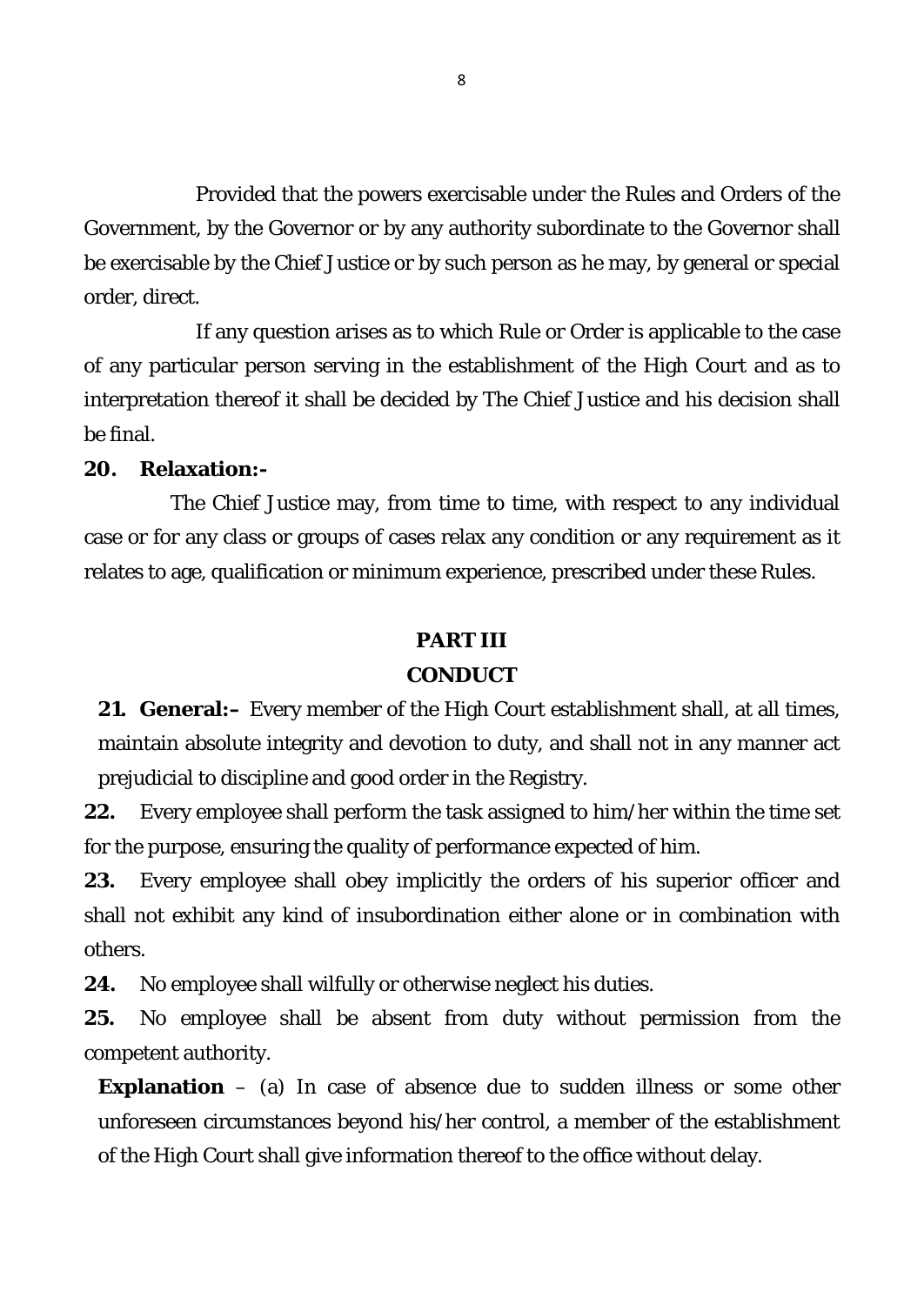Provided that the powers exercisable under the Rules and Orders of the Government, by the Governor or by any authority subordinate to the Governor shall be exercisable by the Chief Justice or by such person as he may, by general or special order, direct.

If any question arises as to which Rule or Order is applicable to the case of any particular person serving in the establishment of the High Court and as to interpretation thereof it shall be decided by The Chief Justice and his decision shall be final.

**20. Relaxation:-**

The Chief Justice may, from time to time, with respect to any individual case or for any class or groups of cases relax any condition or any requirement as it relates to age, qualification or minimum experience, prescribed under these Rules.

## PART III

## CONDUCT

**21. General:–** Every member of the High Court establishment shall, at all times, maintain absolute integrity and devotion to duty, and shall not in any manner act prejudicial to discipline and good order in the Registry.

**22.** Every employee shall perform the task assigned to him/her within the time set for the purpose, ensuring the quality of performance expected of him.

**23.** Every employee shall obey implicitly the orders of his superior officer and shall not exhibit any kind of insubordination either alone or in combination with others.

**24.** No employee shall wilfully or otherwise neglect his duties.

**25.** No employee shall be absent from duty without permission from the competent authority.

**Explanation** – (a) In case of absence due to sudden illness or some other unforeseen circumstances beyond his/her control, a member of the establishment of the High Court shall give information thereof to the office without delay.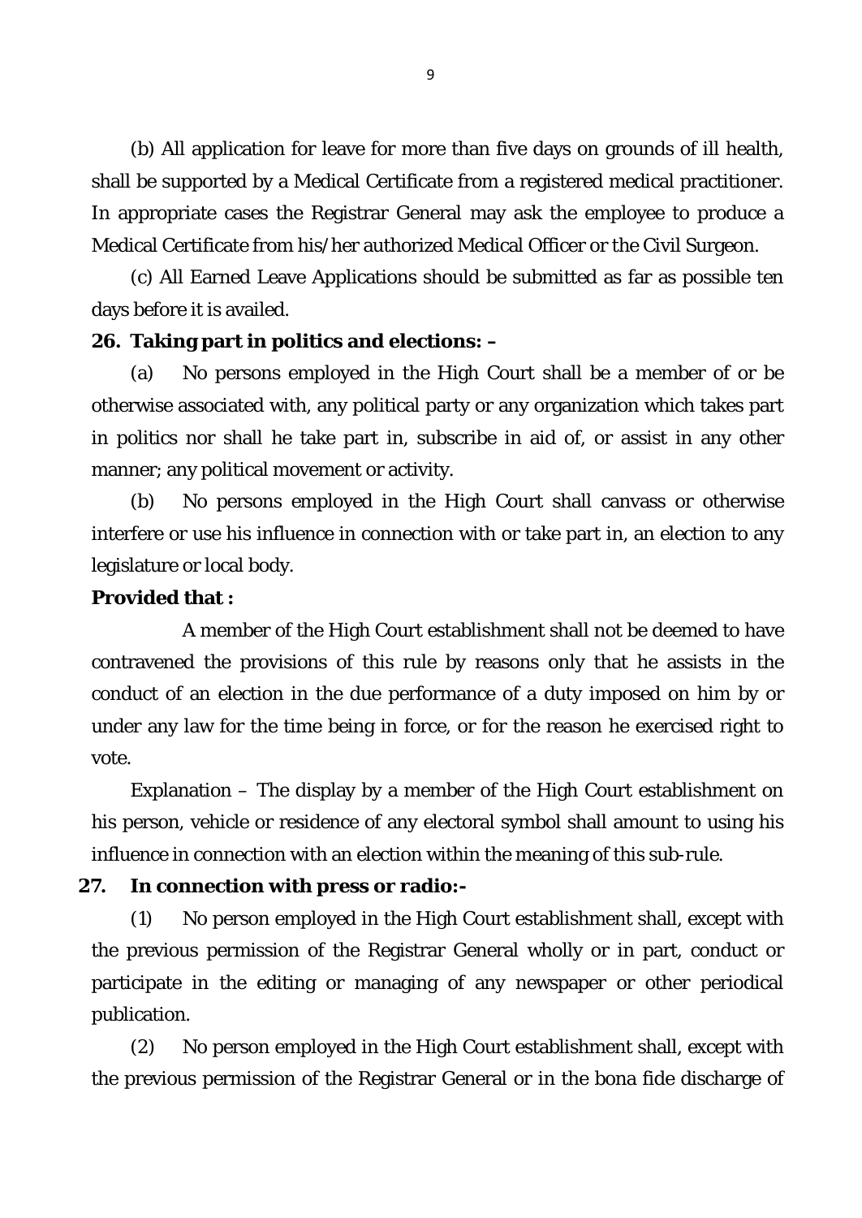(b) All application for leave for more than five days on grounds of ill health, shall be supported by a Medical Certificate from a registered medical practitioner. In appropriate cases the Registrar General may ask the employee to produce a Medical Certificate from his/her authorized Medical Officer or the Civil Surgeon.

(c) All Earned Leave Applications should be submitted as far as possible ten days before it is availed.

**26. Taking part in politics and elections: –**

(a) No persons employed in the High Court shall be a member of or be otherwise associated with, any political party or any organization which takes part in politics nor shall he take part in, subscribe in aid of, or assist in any other manner; any political movement or activity.

(b) No persons employed in the High Court shall canvass or otherwise interfere or use his influence in connection with or take part in, an election to any legislature or local body.

**Provided that :**

A member of the High Court establishment shall not be deemed to have contravened the provisions of this rule by reasons only that he assists in the conduct of an election in the due performance of a duty imposed on him by or under any law for the time being in force, or for the reason he exercised right to vote.

Explanation – The display by a member of the High Court establishment on his person, vehicle or residence of any electoral symbol shall amount to using his influence in connection with an election within the meaning of this sub-rule.

**27. In connection with press or radio:-**

(1) No person employed in the High Court establishment shall, except with the previous permission of the Registrar General wholly or in part, conduct or participate in the editing or managing of any newspaper or other periodical publication.

(2) No person employed in the High Court establishment shall, except with the previous permission of the Registrar General or in the bona fide discharge of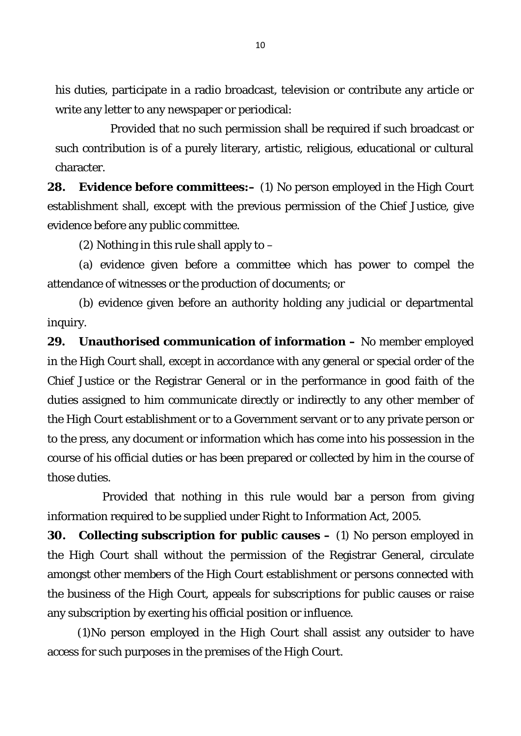his duties, participate in a radio broadcast, television or contribute any article or write any letter to any newspaper or periodical:

Provided that no such permission shall be required if such broadcast or such contribution is of a purely literary, artistic, religious, educational or cultural character.

**28. Evidence before committees:–** (1) No person employed in the High Court establishment shall, except with the previous permission of the Chief Justice, give evidence before any public committee.

(2) Nothing in this rule shall apply to –

(a) evidence given before a committee which has power to compel the attendance of witnesses or the production of documents; or

(b) evidence given before an authority holding any judicial or departmental inquiry.

**29. Unauthorised communication of information –** No member employed in the High Court shall, except in accordance with any general or special order of the Chief Justice or the Registrar General or in the performance in good faith of the duties assigned to him communicate directly or indirectly to any other member of the High Court establishment or to a Government servant or to any private person or to the press, any document or information which has come into his possession in the course of his official duties or has been prepared or collected by him in the course of those duties.

Provided that nothing in this rule would bar a person from giving information required to be supplied under Right to Information Act, 2005.

**30. Collecting subscription for public causes –** (1) No person employed in the High Court shall without the permission of the Registrar General, circulate amongst other members of the High Court establishment or persons connected with the business of the High Court, appeals for subscriptions for public causes or raise any subscription by exerting his official position or influence.

(1)No person employed in the High Court shall assist any outsider to have access for such purposes in the premises of the High Court.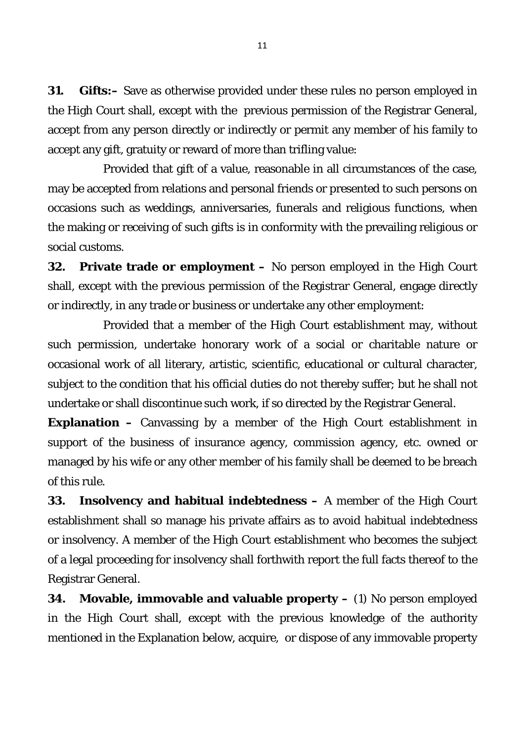**31. Gifts:–** Save as otherwise provided under these rules no person employed in the High Court shall, except with the previous permission of the Registrar General, accept from any person directly or indirectly or permit any member of his family to accept any gift, gratuity or reward of more than trifling value:

Provided that gift of a value, reasonable in all circumstances of the case, may be accepted from relations and personal friends or presented to such persons on occasions such as weddings, anniversaries, funerals and religious functions, when the making or receiving of such gifts is in conformity with the prevailing religious or social customs.

**32. Private trade or employment –** No person employed in the High Court shall, except with the previous permission of the Registrar General, engage directly or indirectly, in any trade or business or undertake any other employment:

Provided that a member of the High Court establishment may, without such permission, undertake honorary work of a social or charitable nature or occasional work of all literary, artistic, scientific, educational or cultural character, subject to the condition that his official duties do not thereby suffer; but he shall not undertake or shall discontinue such work, if so directed by the Registrar General.

**Explanation –** Canvassing by a member of the High Court establishment in support of the business of insurance agency, commission agency, etc. owned or managed by his wife or any other member of his family shall be deemed to be breach of this rule.

**33. Insolvency and habitual indebtedness –** A member of the High Court establishment shall so manage his private affairs as to avoid habitual indebtedness or insolvency. A member of the High Court establishment who becomes the subject of a legal proceeding for insolvency shall forthwith report the full facts thereof to the Registrar General.

**34. Movable, immovable and valuable property –** (1) No person employed in the High Court shall, except with the previous knowledge of the authority mentioned in the Explanation below, acquire, or dispose of any immovable property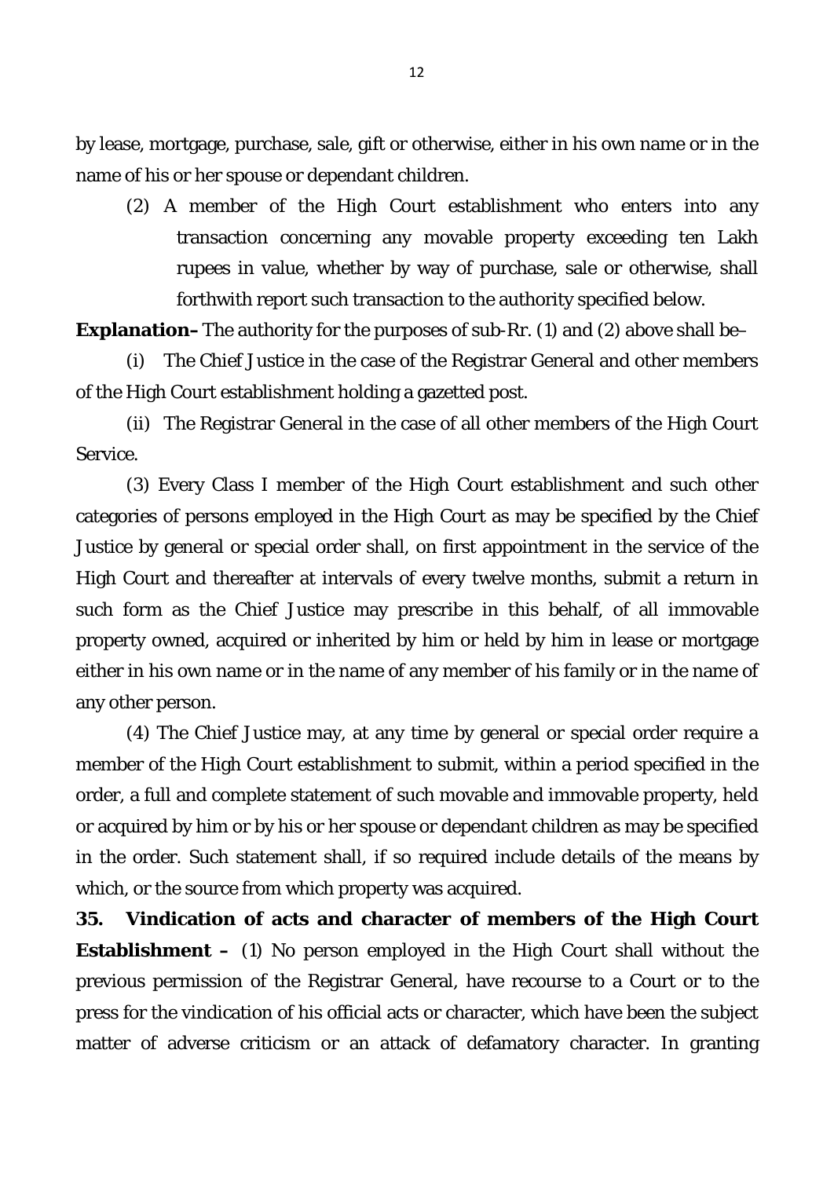by lease, mortgage, purchase, sale, gift or otherwise, either in his own name or in the name of his or her spouse or dependant children.

(2) A member of the High Court establishment who enters into any transaction concerning any movable property exceeding ten Lakh rupees in value, whether by way of purchase, sale or otherwise, shall forthwith report such transaction to the authority specified below.

**Explanation–** The authority for the purposes of sub-Rr. (1) and (2) above shall be–

(i) The Chief Justice in the case of the Registrar General and other members of the High Court establishment holding a gazetted post.

(ii) The Registrar General in the case of all other members of the High Court Service.

(3) Every Class I member of the High Court establishment and such other categories of persons employed in the High Court as may be specified by the Chief Justice by general or special order shall, on first appointment in the service of the High Court and thereafter at intervals of every twelve months, submit a return in such form as the Chief Justice may prescribe in this behalf, of all immovable property owned, acquired or inherited by him or held by him in lease or mortgage either in his own name or in the name of any member of his family or in the name of any other person.

(4) The Chief Justice may, at any time by general or special order require a member of the High Court establishment to submit, within a period specified in the order, a full and complete statement of such movable and immovable property, held or acquired by him or by his or her spouse or dependant children as may be specified in the order. Such statement shall, if so required include details of the means by which, or the source from which property was acquired.

**35. Vindication of acts and character of members of the High Court Establishment –** (1) No person employed in the High Court shall without the previous permission of the Registrar General, have recourse to a Court or to the press for the vindication of his official acts or character, which have been the subject matter of adverse criticism or an attack of defamatory character. In granting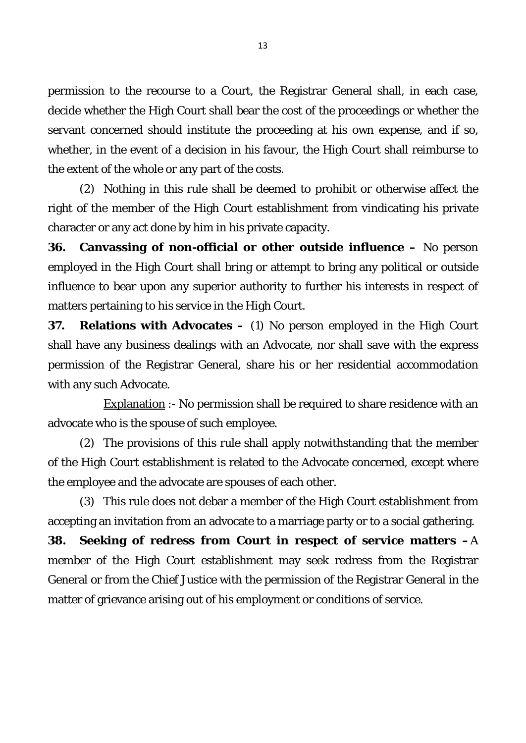permission to the recourse to a Court, the Registrar General shall, in each case, decide whether the High Court shall bear the cost of the proceedings or whether the servant concerned should institute the proceeding at his own expense, and if so, whether, in the event of a decision in his favour, the High Court shall reimburse to the extent of the whole or any part of the costs.

(2) Nothing in this rule shall be deemed to prohibit or otherwise affect the right of the member of the High Court establishment from vindicating his private character or any act done by him in his private capacity.

**36. Canvassing of non-official or other outside influence –** No person employed in the High Court shall bring or attempt to bring any political or outside influence to bear upon any superior authority to further his interests in respect of matters pertaining to his service in the High Court.

**37. Relations with Advocates –** (1) No person employed in the High Court shall have any business dealings with an Advocate, nor shall save with the express permission of the Registrar General, share his or her residential accommodation with any such Advocate.

Explanation :- No permission shall be required to share residence with an advocate who is the spouse of such employee.

(2) The provisions of this rule shall apply notwithstanding that the member of the High Court establishment is related to the Advocate concerned, except where the employee and the advocate are spouses of each other.

(3) This rule does not debar a member of the High Court establishment from accepting an invitation from an advocate to a marriage party or to a social gathering.

**38. Seeking of redress from Court in respect of service matters –** A member of the High Court establishment may seek redress from the Registrar General or from the Chief Justice with the permission of the Registrar General in the matter of grievance arising out of his employment or conditions of service.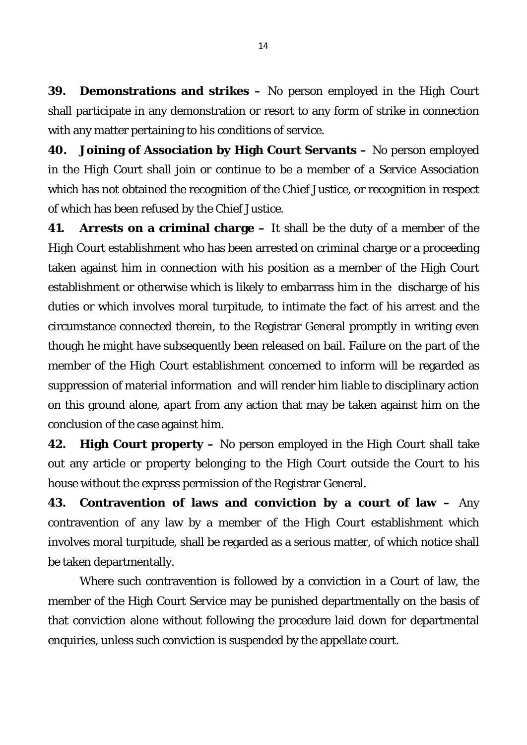**39. Demonstrations and strikes –** No person employed in the High Court shall participate in any demonstration or resort to any form of strike in connection with any matter pertaining to his conditions of service.

**40. Joining of Association by High Court Servants –** No person employed in the High Court shall join or continue to be a member of a Service Association which has not obtained the recognition of the Chief Justice, or recognition in respect of which has been refused by the Chief Justice.

**41. Arrests on a criminal charge –** It shall be the duty of a member of the High Court establishment who has been arrested on criminal charge or a proceeding taken against him in connection with his position as a member of the High Court establishment or otherwise which is likely to embarrass him in the discharge of his duties or which involves moral turpitude, to intimate the fact of his arrest and the circumstance connected therein, to the Registrar General promptly in writing even though he might have subsequently been released on bail. Failure on the part of the member of the High Court establishment concerned to inform will be regarded as suppression of material information and will render him liable to disciplinary action on this ground alone, apart from any action that may be taken against him on the conclusion of the case against him.

**42. High Court property –** No person employed in the High Court shall take out any article or property belonging to the High Court outside the Court to his house without the express permission of the Registrar General.

**43. Contravention of laws and conviction by a court of law –** Any contravention of any law by a member of the High Court establishment which involves moral turpitude, shall be regarded as a serious matter, of which notice shall be taken departmentally.

Where such contravention is followed by a conviction in a Court of law, the member of the High Court Service may be punished departmentally on the basis of that conviction alone without following the procedure laid down for departmental enquiries, unless such conviction is suspended by the appellate court.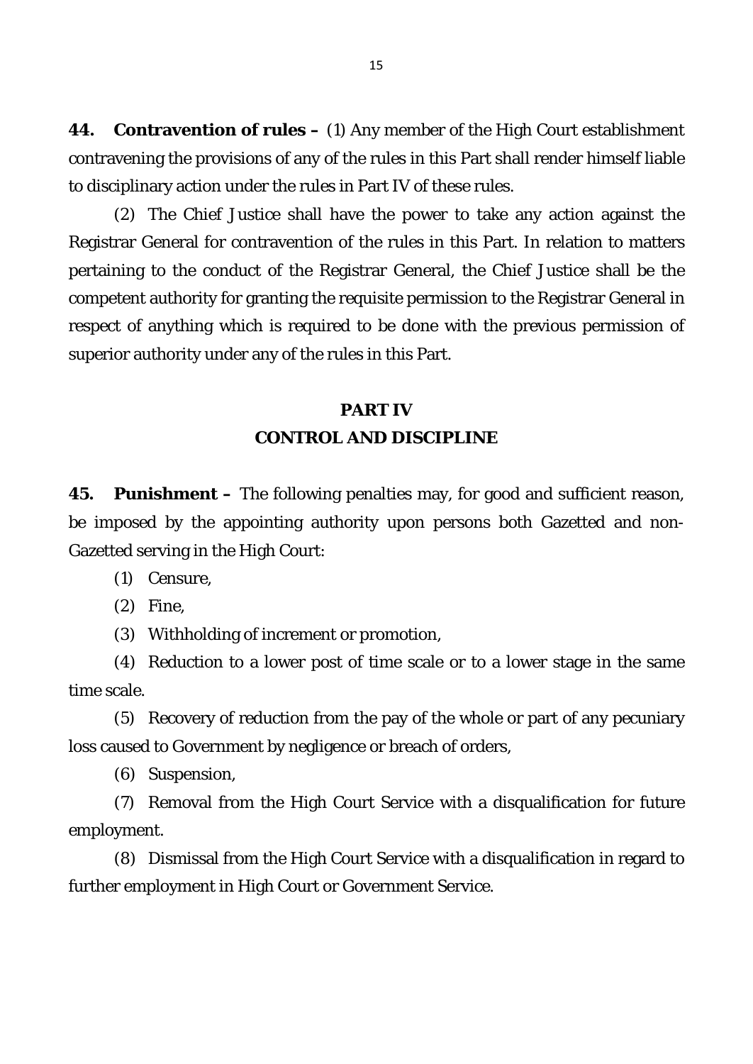**44. Contravention of rules –** (1) Any member of the High Court establishment contravening the provisions of any of the rules in this Part shall render himself liable to disciplinary action under the rules in Part IV of these rules.

(2) The Chief Justice shall have the power to take any action against the Registrar General for contravention of the rules in this Part. In relation to matters pertaining to the conduct of the Registrar General, the Chief Justice shall be the competent authority for granting the requisite permission to the Registrar General in respect of anything which is required to be done with the previous permission of superior authority under any of the rules in this Part.

## PART IV
## CONTROL AND DISCIPLINE

**45. Punishment –** The following penalties may, for good and sufficient reason, be imposed by the appointing authority upon persons both Gazetted and non-Gazetted serving in the High Court:

(1) Censure,

(2) Fine,

(3) Withholding of increment or promotion,

(4) Reduction to a lower post of time scale or to a lower stage in the same time scale.

(5) Recovery of reduction from the pay of the whole or part of any pecuniary loss caused to Government by negligence or breach of orders,

(6) Suspension,

(7) Removal from the High Court Service with a disqualification for future employment.

(8) Dismissal from the High Court Service with a disqualification in regard to further employment in High Court or Government Service.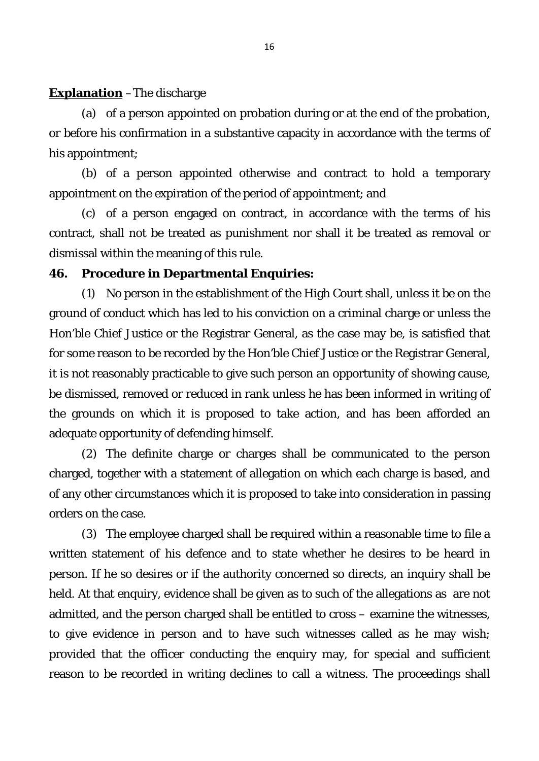**Explanation** – The discharge

(a) of a person appointed on probation during or at the end of the probation, or before his confirmation in a substantive capacity in accordance with the terms of his appointment;

(b) of a person appointed otherwise and contract to hold a temporary appointment on the expiration of the period of appointment; and

(c) of a person engaged on contract, in accordance with the terms of his contract, shall not be treated as punishment nor shall it be treated as removal or dismissal within the meaning of this rule.

**46. Procedure in Departmental Enquiries:**

(1) No person in the establishment of the High Court shall, unless it be on the ground of conduct which has led to his conviction on a criminal charge or unless the Hon'ble Chief Justice or the Registrar General, as the case may be, is satisfied that for some reason to be recorded by the Hon'ble Chief Justice or the Registrar General, it is not reasonably practicable to give such person an opportunity of showing cause, be dismissed, removed or reduced in rank unless he has been informed in writing of the grounds on which it is proposed to take action, and has been afforded an adequate opportunity of defending himself.

(2) The definite charge or charges shall be communicated to the person charged, together with a statement of allegation on which each charge is based, and of any other circumstances which it is proposed to take into consideration in passing orders on the case.

(3) The employee charged shall be required within a reasonable time to file a written statement of his defence and to state whether he desires to be heard in person. If he so desires or if the authority concerned so directs, an inquiry shall be held. At that enquiry, evidence shall be given as to such of the allegations as are not admitted, and the person charged shall be entitled to cross – examine the witnesses, to give evidence in person and to have such witnesses called as he may wish; provided that the officer conducting the enquiry may, for special and sufficient reason to be recorded in writing declines to call a witness. The proceedings shall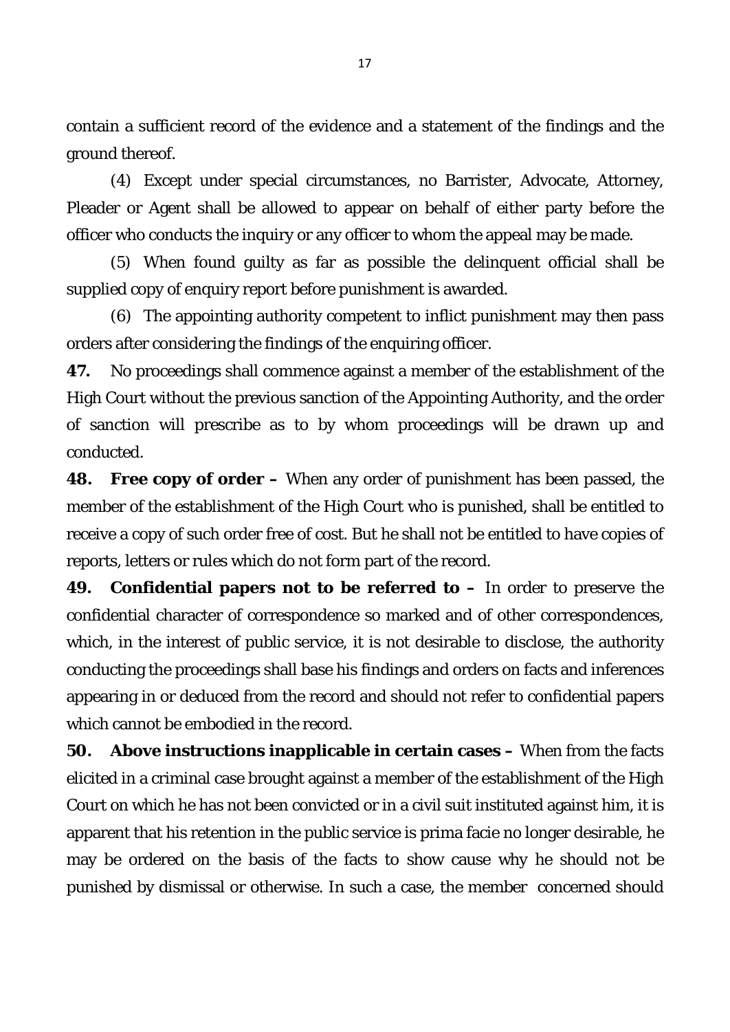contain a sufficient record of the evidence and a statement of the findings and the ground thereof.

(4) Except under special circumstances, no Barrister, Advocate, Attorney, Pleader or Agent shall be allowed to appear on behalf of either party before the officer who conducts the inquiry or any officer to whom the appeal may be made.

(5) When found guilty as far as possible the delinquent official shall be supplied copy of enquiry report before punishment is awarded.

(6) The appointing authority competent to inflict punishment may then pass orders after considering the findings of the enquiring officer.

**47.** No proceedings shall commence against a member of the establishment of the High Court without the previous sanction of the Appointing Authority, and the order of sanction will prescribe as to by whom proceedings will be drawn up and conducted.

**48. Free copy of order –** When any order of punishment has been passed, the member of the establishment of the High Court who is punished, shall be entitled to receive a copy of such order free of cost. But he shall not be entitled to have copies of reports, letters or rules which do not form part of the record.

**49. Confidential papers not to be referred to –** In order to preserve the confidential character of correspondence so marked and of other correspondences, which, in the interest of public service, it is not desirable to disclose, the authority conducting the proceedings shall base his findings and orders on facts and inferences appearing in or deduced from the record and should not refer to confidential papers which cannot be embodied in the record.

**50. Above instructions inapplicable in certain cases –** When from the facts elicited in a criminal case brought against a member of the establishment of the High Court on which he has not been convicted or in a civil suit instituted against him, it is apparent that his retention in the public service is prima facie no longer desirable, he may be ordered on the basis of the facts to show cause why he should not be punished by dismissal or otherwise. In such a case, the member concerned should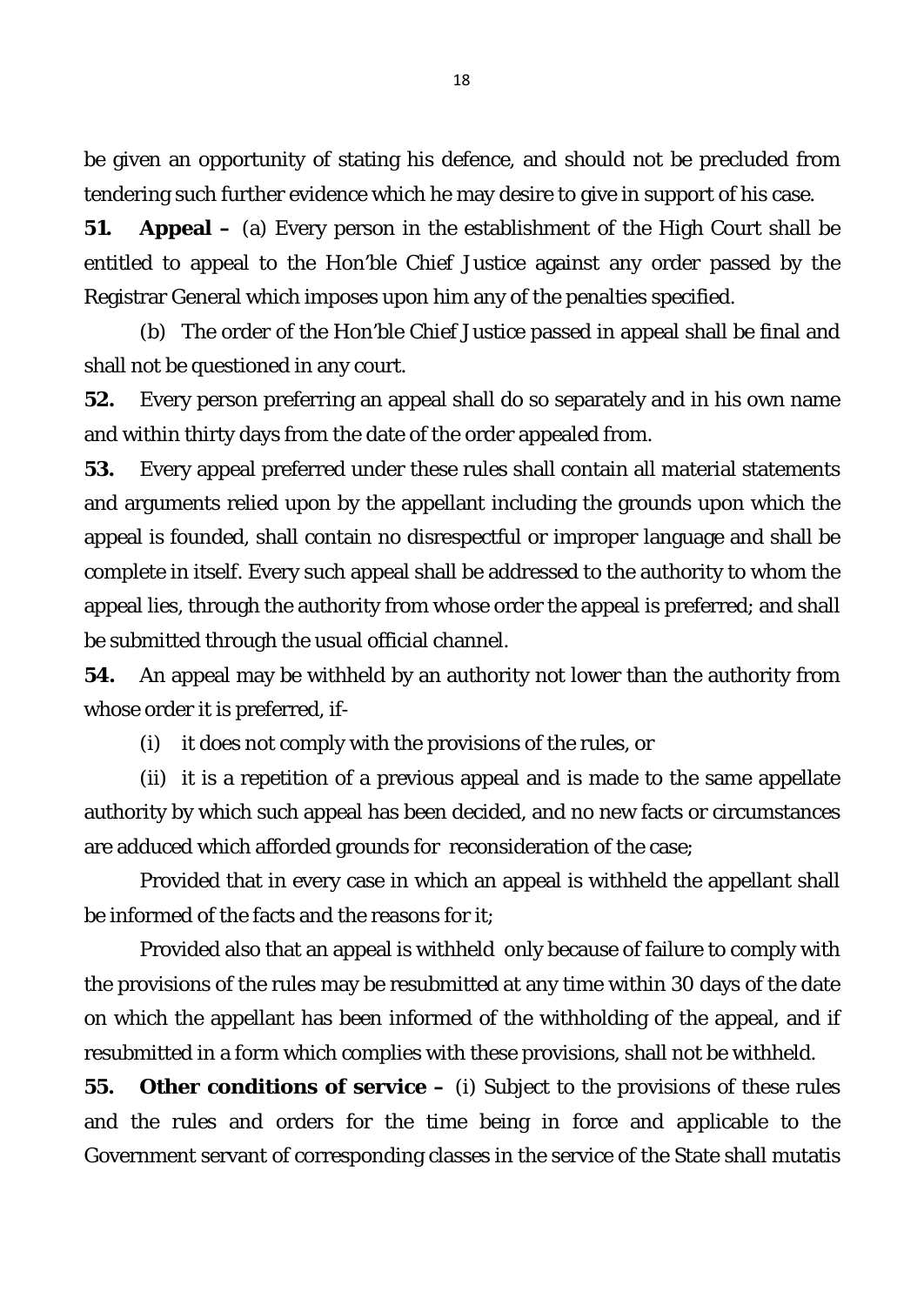be given an opportunity of stating his defence, and should not be precluded from tendering such further evidence which he may desire to give in support of his case.

**51. Appeal –** (a) Every person in the establishment of the High Court shall be entitled to appeal to the Hon'ble Chief Justice against any order passed by the Registrar General which imposes upon him any of the penalties specified.

(b) The order of the Hon'ble Chief Justice passed in appeal shall be final and shall not be questioned in any court.

**52.** Every person preferring an appeal shall do so separately and in his own name and within thirty days from the date of the order appealed from.

**53.** Every appeal preferred under these rules shall contain all material statements and arguments relied upon by the appellant including the grounds upon which the appeal is founded, shall contain no disrespectful or improper language and shall be complete in itself. Every such appeal shall be addressed to the authority to whom the appeal lies, through the authority from whose order the appeal is preferred; and shall be submitted through the usual official channel.

**54.** An appeal may be withheld by an authority not lower than the authority from whose order it is preferred, if-

(i) it does not comply with the provisions of the rules, or

(ii) it is a repetition of a previous appeal and is made to the same appellate authority by which such appeal has been decided, and no new facts or circumstances are adduced which afforded grounds for reconsideration of the case;

Provided that in every case in which an appeal is withheld the appellant shall be informed of the facts and the reasons for it;

Provided also that an appeal is withheld only because of failure to comply with the provisions of the rules may be resubmitted at any time within 30 days of the date on which the appellant has been informed of the withholding of the appeal, and if resubmitted in a form which complies with these provisions, shall not be withheld.

**55. Other conditions of service –** (i) Subject to the provisions of these rules and the rules and orders for the time being in force and applicable to the Government servant of corresponding classes in the service of the State shall mutatis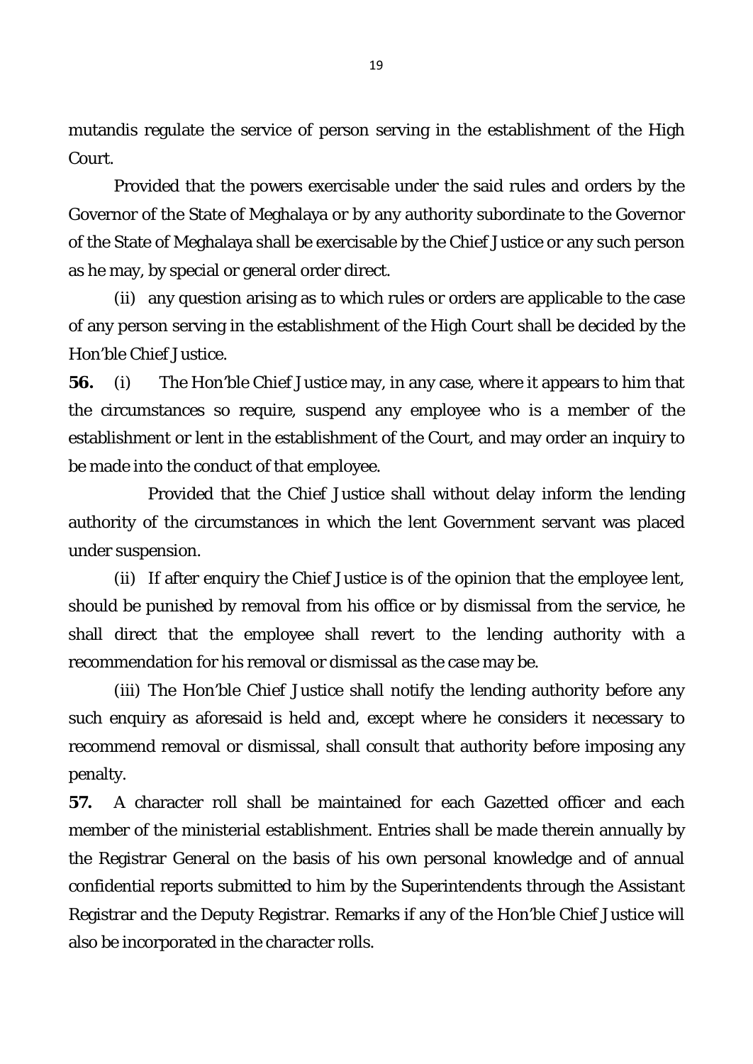mutandis regulate the service of person serving in the establishment of the High Court.

Provided that the powers exercisable under the said rules and orders by the Governor of the State of Meghalaya or by any authority subordinate to the Governor of the State of Meghalaya shall be exercisable by the Chief Justice or any such person as he may, by special or general order direct.

(ii) any question arising as to which rules or orders are applicable to the case of any person serving in the establishment of the High Court shall be decided by the Hon'ble Chief Justice.

**56.** (i) The Hon'ble Chief Justice may, in any case, where it appears to him that the circumstances so require, suspend any employee who is a member of the establishment or lent in the establishment of the Court, and may order an inquiry to be made into the conduct of that employee.

Provided that the Chief Justice shall without delay inform the lending authority of the circumstances in which the lent Government servant was placed under suspension.

(ii) If after enquiry the Chief Justice is of the opinion that the employee lent, should be punished by removal from his office or by dismissal from the service, he shall direct that the employee shall revert to the lending authority with a recommendation for his removal or dismissal as the case may be.

(iii) The Hon'ble Chief Justice shall notify the lending authority before any such enquiry as aforesaid is held and, except where he considers it necessary to recommend removal or dismissal, shall consult that authority before imposing any penalty.

**57.** A character roll shall be maintained for each Gazetted officer and each member of the ministerial establishment. Entries shall be made therein annually by the Registrar General on the basis of his own personal knowledge and of annual confidential reports submitted to him by the Superintendents through the Assistant Registrar and the Deputy Registrar. Remarks if any of the Hon'ble Chief Justice will also be incorporated in the character rolls.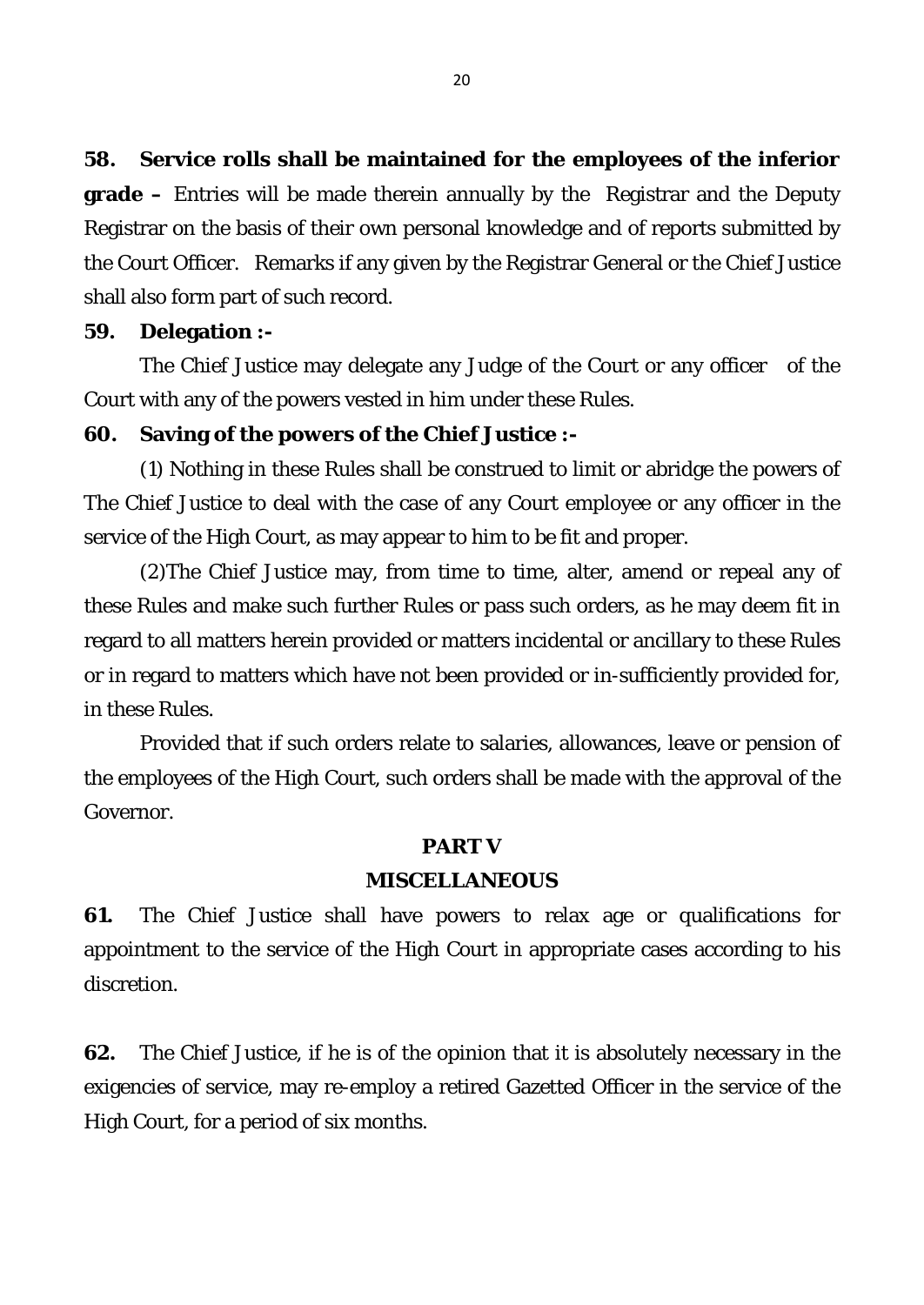**58. Service rolls shall be maintained for the employees of the inferior grade –** Entries will be made therein annually by the Registrar and the Deputy Registrar on the basis of their own personal knowledge and of reports submitted by the Court Officer. Remarks if any given by the Registrar General or the Chief Justice shall also form part of such record.

**59. Delegation :-**

The Chief Justice may delegate any Judge of the Court or any officer of the Court with any of the powers vested in him under these Rules.

**60. Saving of the powers of the Chief Justice :-**

(1) Nothing in these Rules shall be construed to limit or abridge the powers of The Chief Justice to deal with the case of any Court employee or any officer in the service of the High Court, as may appear to him to be fit and proper.

(2)The Chief Justice may, from time to time, alter, amend or repeal any of these Rules and make such further Rules or pass such orders, as he may deem fit in regard to all matters herein provided or matters incidental or ancillary to these Rules or in regard to matters which have not been provided or in-sufficiently provided for, in these Rules.

Provided that if such orders relate to salaries, allowances, leave or pension of the employees of the High Court, such orders shall be made with the approval of the Governor.

## PART V

## MISCELLANEOUS

**61.** The Chief Justice shall have powers to relax age or qualifications for appointment to the service of the High Court in appropriate cases according to his discretion.

**62.** The Chief Justice, if he is of the opinion that it is absolutely necessary in the exigencies of service, may re-employ a retired Gazetted Officer in the service of the High Court, for a period of six months.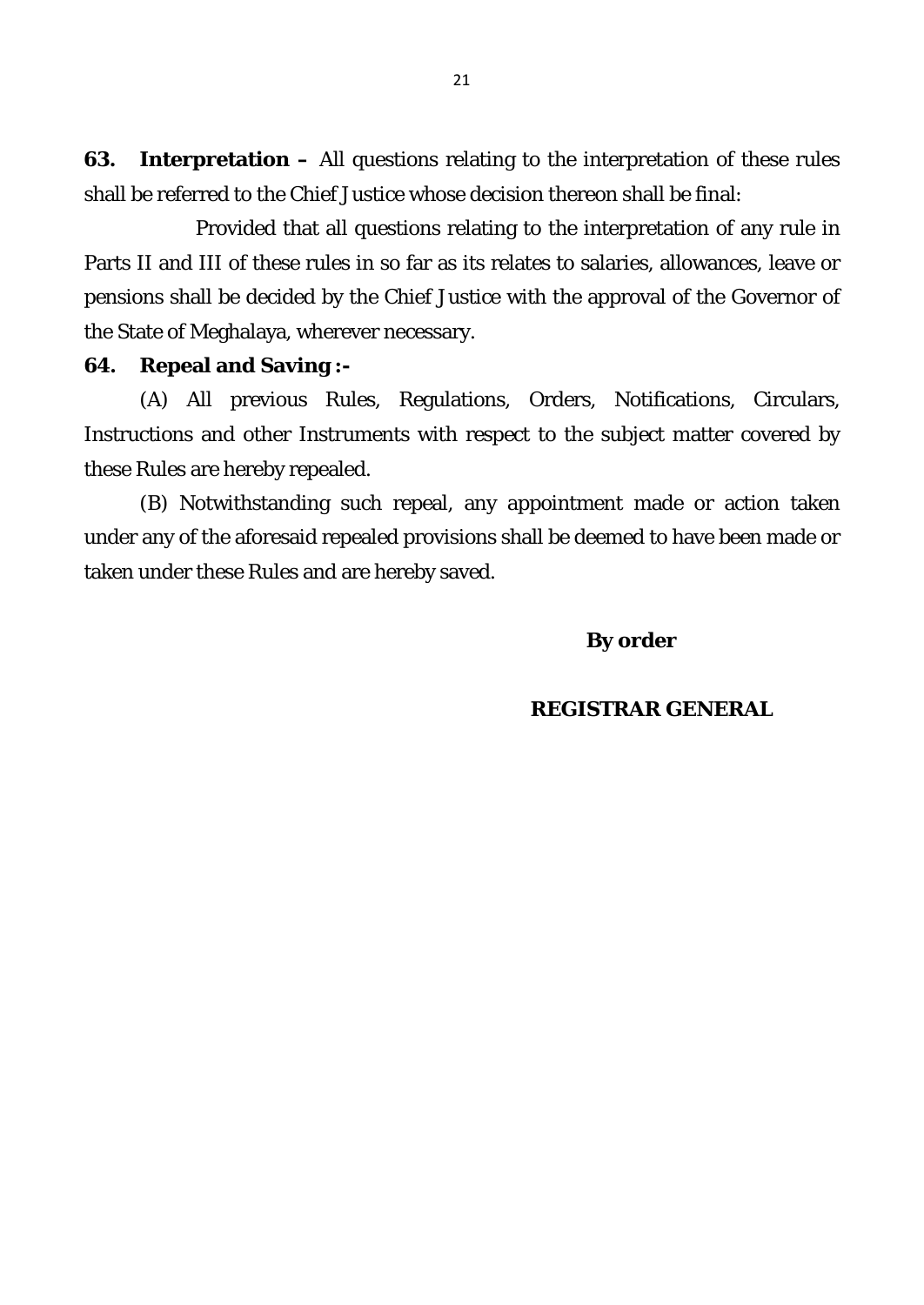**63. Interpretation –** All questions relating to the interpretation of these rules shall be referred to the Chief Justice whose decision thereon shall be final:

Provided that all questions relating to the interpretation of any rule in Parts II and III of these rules in so far as its relates to salaries, allowances, leave or pensions shall be decided by the Chief Justice with the approval of the Governor of the State of Meghalaya, wherever necessary.

**64. Repeal and Saving :-**

(A) All previous Rules, Regulations, Orders, Notifications, Circulars, Instructions and other Instruments with respect to the subject matter covered by these Rules are hereby repealed.

(B) Notwithstanding such repeal, any appointment made or action taken under any of the aforesaid repealed provisions shall be deemed to have been made or taken under these Rules and are hereby saved.

**By order**

**REGISTRAR GENERAL**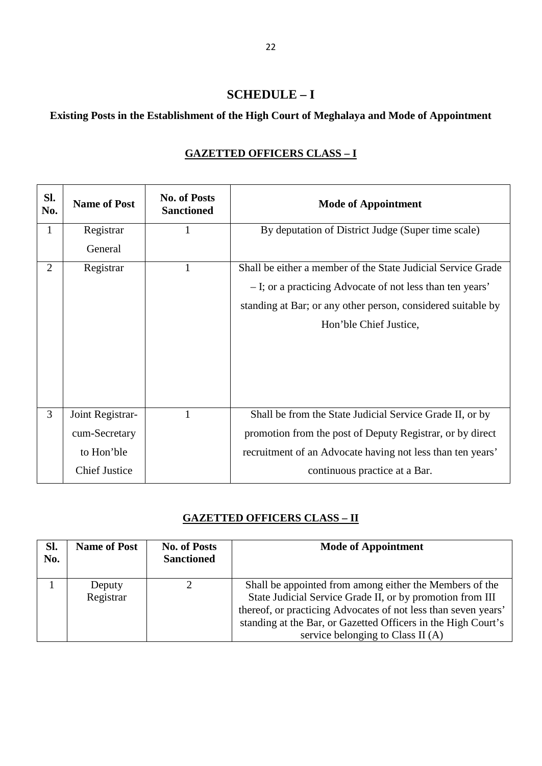# SCHEDULE – I

## Existing Posts in the Establishment of the High Court of Meghalaya and Mode of Appointment

### GAZETTED OFFICERS CLASS – I

| Sl. No. | Name of Post | No. of Posts Sanctioned | Mode of Appointment |
|---|---|---|---|
| 1 | Registrar General | 1 | By deputation of District Judge (Super time scale) |
| 2 | Registrar | 1 | Shall be either a member of the State Judicial Service Grade – I; or a practicing Advocate of not less than ten years' standing at Bar; or any other person, considered suitable by Hon'ble Chief Justice, |
| 3 | Joint Registrar-cum-Secretary to Hon'ble Chief Justice | 1 | Shall be from the State Judicial Service Grade II, or by promotion from the post of Deputy Registrar, or by direct recruitment of an Advocate having not less than ten years' continuous practice at a Bar. |

### GAZETTED OFFICERS CLASS – II

| Sl. No. | Name of Post | No. of Posts Sanctioned | Mode of Appointment |
|---|---|---|---|
| 1 | Deputy Registrar | 2 | Shall be appointed from among either the Members of the State Judicial Service Grade II, or by promotion from III thereof, or practicing Advocates of not less than seven years' standing at the Bar, or Gazetted Officers in the High Court's service belonging to Class II (A) |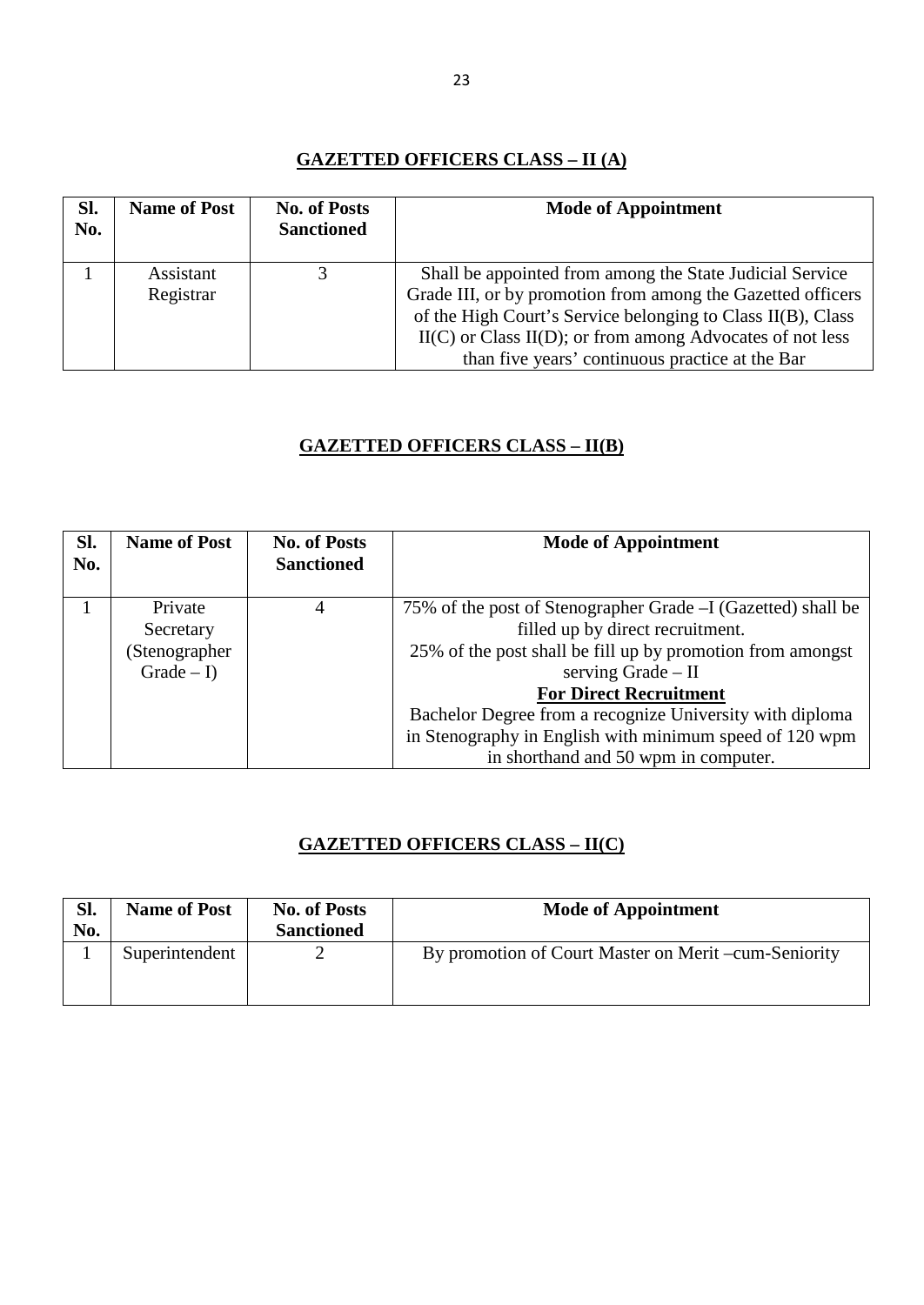## GAZETTED OFFICERS CLASS – II (A)

| Sl. No. | Name of Post | No. of Posts Sanctioned | Mode of Appointment |
|---|---|---|---|
| 1 | Assistant Registrar | 3 | Shall be appointed from among the State Judicial Service Grade III, or by promotion from among the Gazetted officers of the High Court's Service belonging to Class II(B), Class II(C) or Class II(D); or from among Advocates of not less than five years' continuous practice at the Bar |

## GAZETTED OFFICERS CLASS – II(B)

| Sl. No. | Name of Post | No. of Posts Sanctioned | Mode of Appointment |
|---|---|---|---|
| 1 | Private Secretary (Stenographer Grade – I) | 4 | 75% of the post of Stenographer Grade –I (Gazetted) shall be filled up by direct recruitment. 25% of the post shall be fill up by promotion from amongst serving Grade – II **For Direct Recruitment** Bachelor Degree from a recognize University with diploma in Stenography in English with minimum speed of 120 wpm in shorthand and 50 wpm in computer. |

## GAZETTED OFFICERS CLASS – II(C)

| Sl. No. | Name of Post | No. of Posts Sanctioned | Mode of Appointment |
|---|---|---|---|
| 1 | Superintendent | 2 | By promotion of Court Master on Merit –cum-Seniority |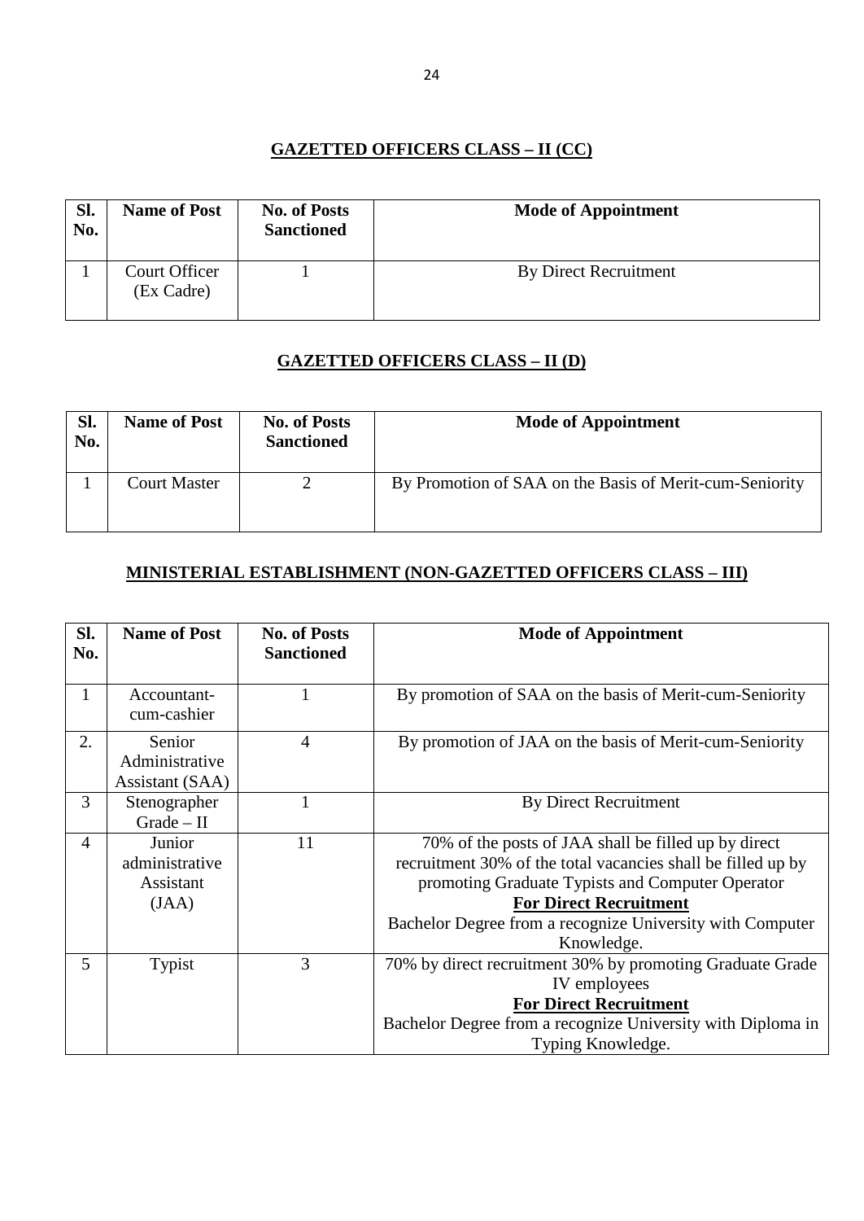## GAZETTED OFFICERS CLASS – II (CC)

| Sl. No. | Name of Post | No. of Posts Sanctioned | Mode of Appointment |
|---|---|---|---|
| 1 | Court Officer (Ex Cadre) | 1 | By Direct Recruitment |

## GAZETTED OFFICERS CLASS – II (D)

| Sl. No. | Name of Post | No. of Posts Sanctioned | Mode of Appointment |
|---|---|---|---|
| 1 | Court Master | 2 | By Promotion of SAA on the Basis of Merit-cum-Seniority |

## MINISTERIAL ESTABLISHMENT (NON-GAZETTED OFFICERS CLASS – III)

| Sl. No. | Name of Post | No. of Posts Sanctioned | Mode of Appointment |
|---|---|---|---|
| 1 | Accountant-cum-cashier | 1 | By promotion of SAA on the basis of Merit-cum-Seniority |
| 2. | Senior Administrative Assistant (SAA) | 4 | By promotion of JAA on the basis of Merit-cum-Seniority |
| 3 | Stenographer Grade – II | 1 | By Direct Recruitment |
| 4 | Junior administrative Assistant (JAA) | 11 | 70% of the posts of JAA shall be filled up by direct recruitment 30% of the total vacancies shall be filled up by promoting Graduate Typists and Computer Operator<br>**For Direct Recruitment**<br>Bachelor Degree from a recognize University with Computer Knowledge. |
| 5 | Typist | 3 | 70% by direct recruitment 30% by promoting Graduate Grade IV employees<br>**For Direct Recruitment**<br>Bachelor Degree from a recognize University with Diploma in Typing Knowledge. |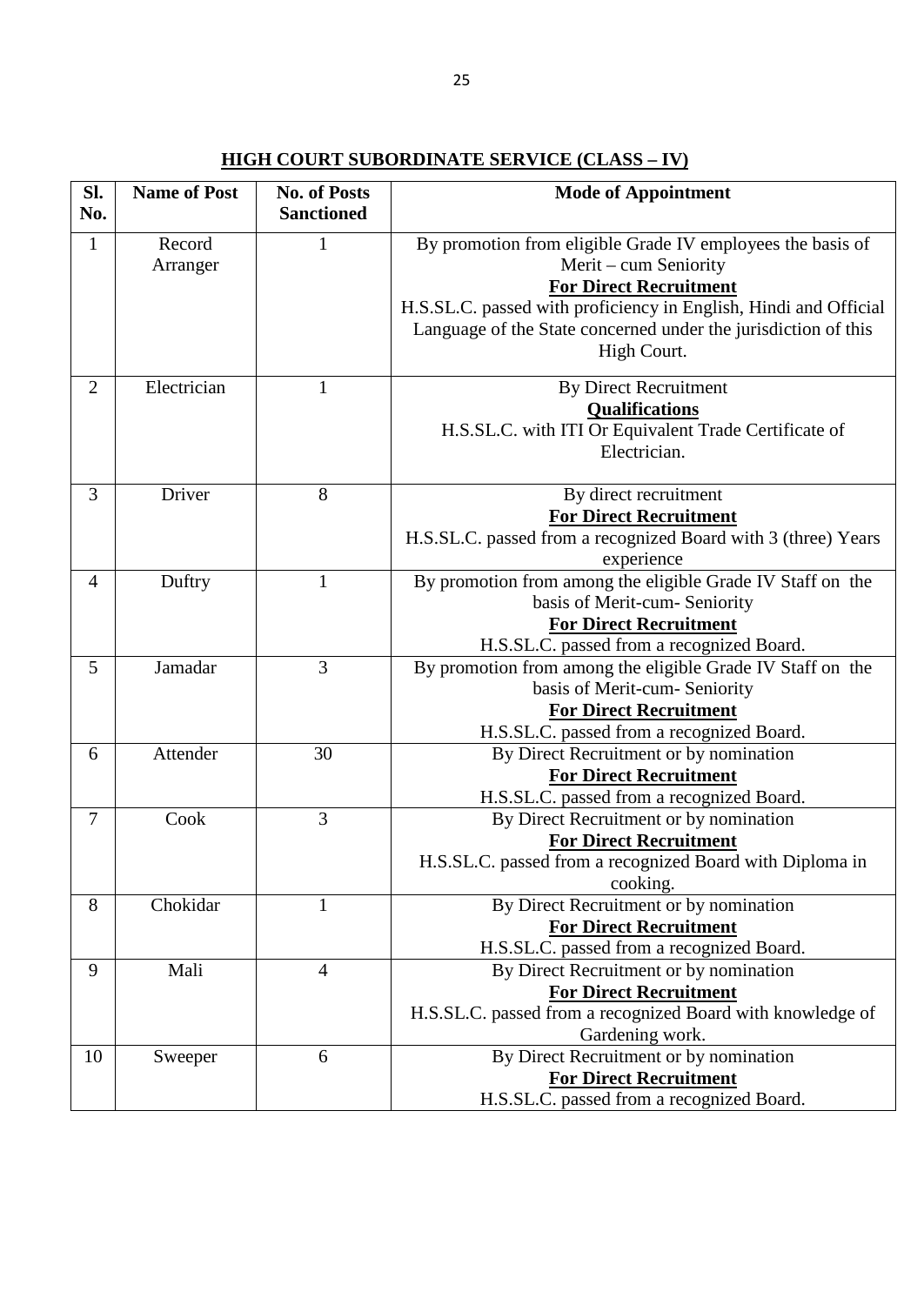## HIGH COURT SUBORDINATE SERVICE (CLASS – IV)

| Sl. No. | Name of Post | No. of Posts Sanctioned | Mode of Appointment |
|---|---|---|---|
| 1 | Record Arranger | 1 | By promotion from eligible Grade IV employees the basis of Merit – cum Seniority<br>**For Direct Recruitment**<br>H.S.SL.C. passed with proficiency in English, Hindi and Official Language of the State concerned under the jurisdiction of this High Court. |
| 2 | Electrician | 1 | By Direct Recruitment<br>**Qualifications**<br>H.S.SL.C. with ITI Or Equivalent Trade Certificate of Electrician. |
| 3 | Driver | 8 | By direct recruitment<br>**For Direct Recruitment**<br>H.S.SL.C. passed from a recognized Board with 3 (three) Years experience |
| 4 | Duftry | 1 | By promotion from among the eligible Grade IV Staff on the basis of Merit-cum- Seniority<br>**For Direct Recruitment**<br>H.S.SL.C. passed from a recognized Board. |
| 5 | Jamadar | 3 | By promotion from among the eligible Grade IV Staff on the basis of Merit-cum- Seniority<br>**For Direct Recruitment**<br>H.S.SL.C. passed from a recognized Board. |
| 6 | Attender | 30 | By Direct Recruitment or by nomination<br>**For Direct Recruitment**<br>H.S.SL.C. passed from a recognized Board. |
| 7 | Cook | 3 | By Direct Recruitment or by nomination<br>**For Direct Recruitment**<br>H.S.SL.C. passed from a recognized Board with Diploma in cooking. |
| 8 | Chokidar | 1 | By Direct Recruitment or by nomination<br>**For Direct Recruitment**<br>H.S.SL.C. passed from a recognized Board. |
| 9 | Mali | 4 | By Direct Recruitment or by nomination<br>**For Direct Recruitment**<br>H.S.SL.C. passed from a recognized Board with knowledge of Gardening work. |
| 10 | Sweeper | 6 | By Direct Recruitment or by nomination<br>**For Direct Recruitment**<br>H.S.SL.C. passed from a recognized Board. |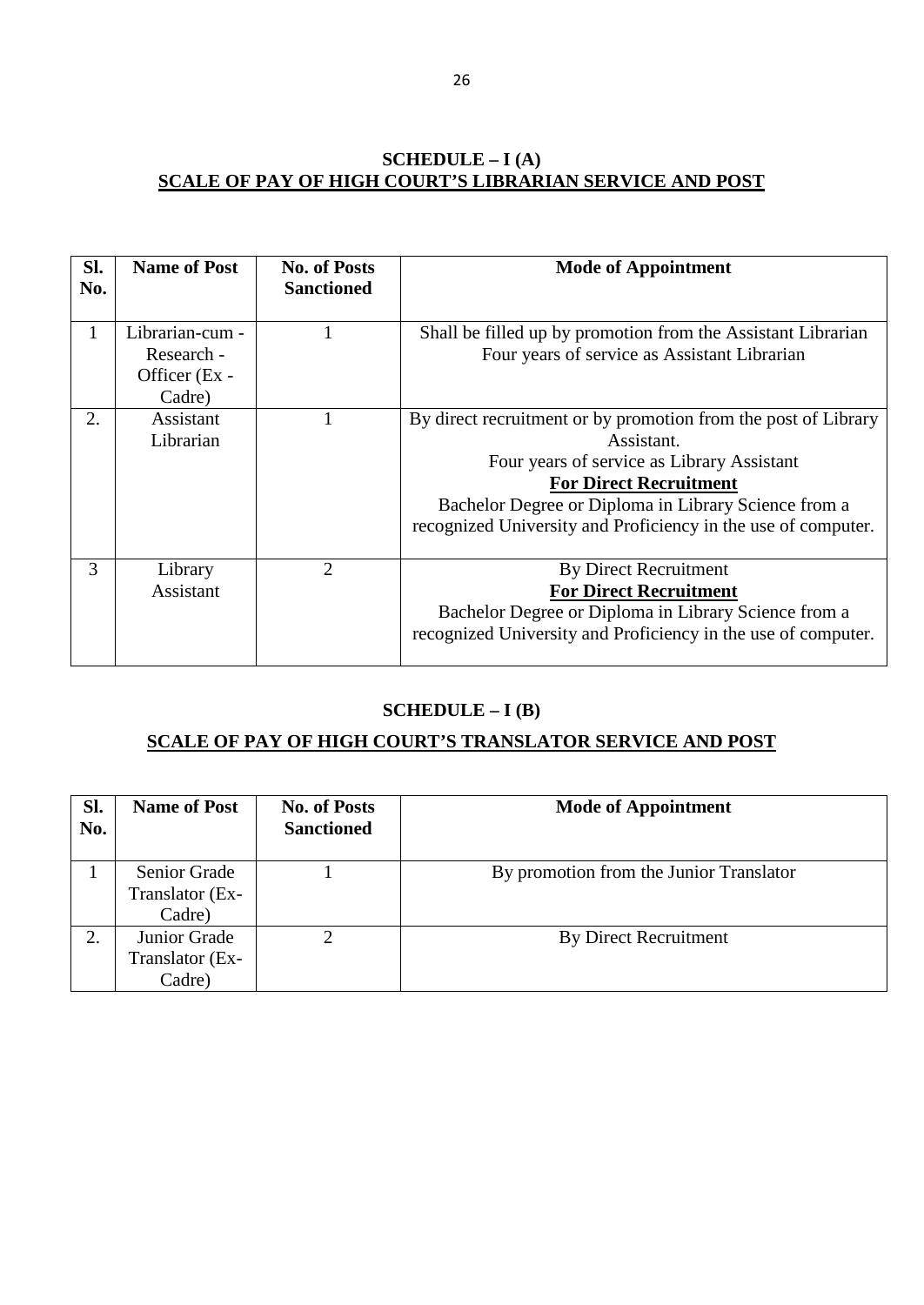## SCHEDULE – I (A)
## SCALE OF PAY OF HIGH COURT'S LIBRARIAN SERVICE AND POST

| Sl. No. | Name of Post | No. of Posts Sanctioned | Mode of Appointment |
|---|---|---|---|
| 1 | Librarian-cum - Research - Officer (Ex - Cadre) | 1 | Shall be filled up by promotion from the Assistant Librarian<br>Four years of service as Assistant Librarian |
| 2. | Assistant Librarian | 1 | By direct recruitment or by promotion from the post of Library Assistant.<br>Four years of service as Library Assistant<br>**For Direct Recruitment**<br>Bachelor Degree or Diploma in Library Science from a recognized University and Proficiency in the use of computer. |
| 3 | Library Assistant | 2 | By Direct Recruitment<br>**For Direct Recruitment**<br>Bachelor Degree or Diploma in Library Science from a recognized University and Proficiency in the use of computer. |

## SCHEDULE – I (B)
## SCALE OF PAY OF HIGH COURT'S TRANSLATOR SERVICE AND POST

| Sl. No. | Name of Post | No. of Posts Sanctioned | Mode of Appointment |
|---|---|---|---|
| 1 | Senior Grade Translator (Ex-Cadre) | 1 | By promotion from the Junior Translator |
| 2. | Junior Grade Translator (Ex-Cadre) | 2 | By Direct Recruitment |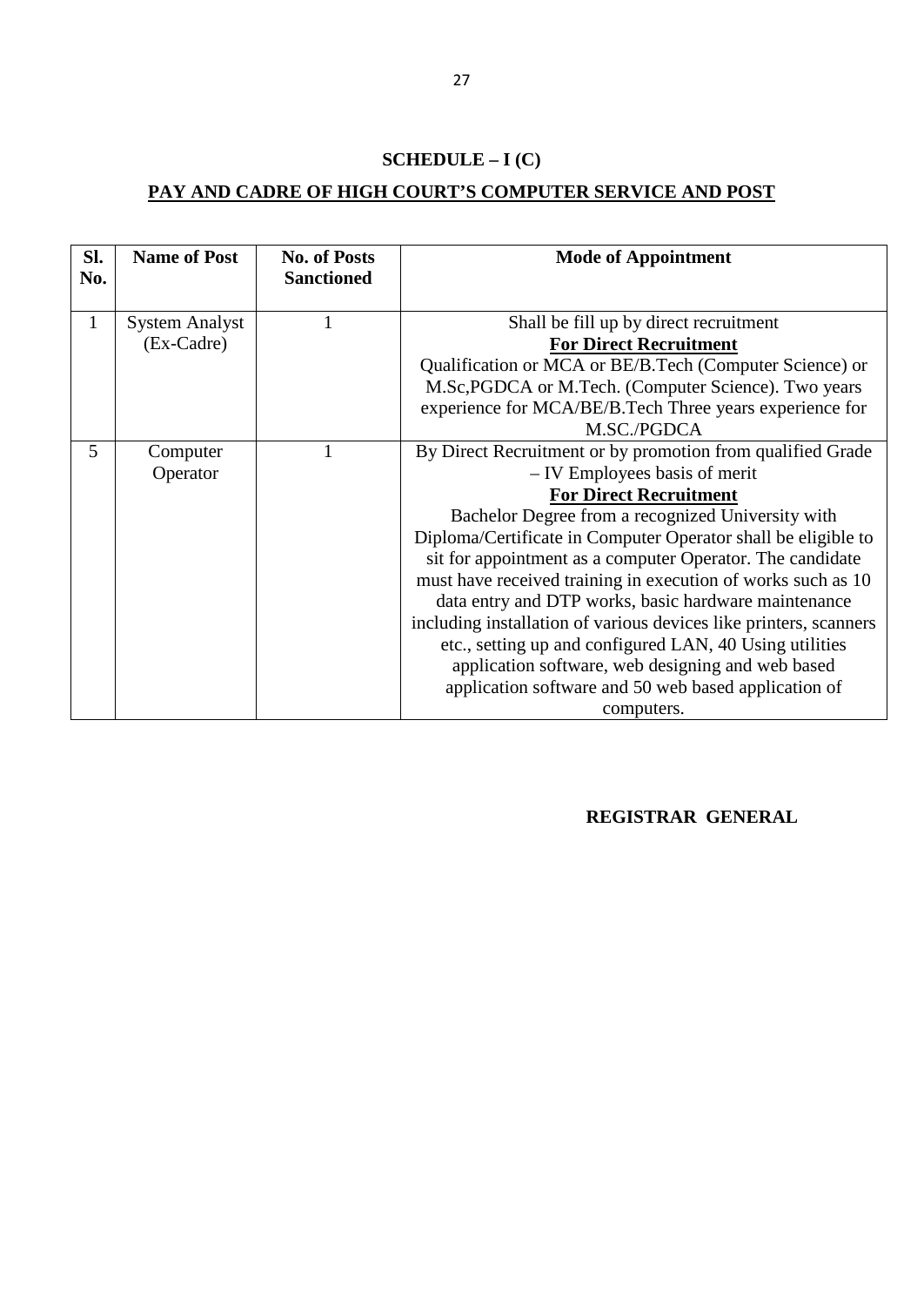## SCHEDULE – I (C)

## PAY AND CADRE OF HIGH COURT'S COMPUTER SERVICE AND POST

| Sl. No. | Name of Post | No. of Posts Sanctioned | Mode of Appointment |
|---|---|---|---|
| 1 | System Analyst (Ex-Cadre) | 1 | Shall be fill up by direct recruitment<br>**For Direct Recruitment**<br>Qualification or MCA or BE/B.Tech (Computer Science) or M.Sc,PGDCA or M.Tech. (Computer Science). Two years experience for MCA/BE/B.Tech Three years experience for M.SC./PGDCA |
| 5 | Computer Operator | 1 | By Direct Recruitment or by promotion from qualified Grade – IV Employees basis of merit<br>**For Direct Recruitment**<br>Bachelor Degree from a recognized University with Diploma/Certificate in Computer Operator shall be eligible to sit for appointment as a computer Operator. The candidate must have received training in execution of works such as 10 data entry and DTP works, basic hardware maintenance including installation of various devices like printers, scanners etc., setting up and configured LAN, 40 Using utilities application software, web designing and web based application software and 50 web based application of computers. |

**REGISTRAR GENERAL**